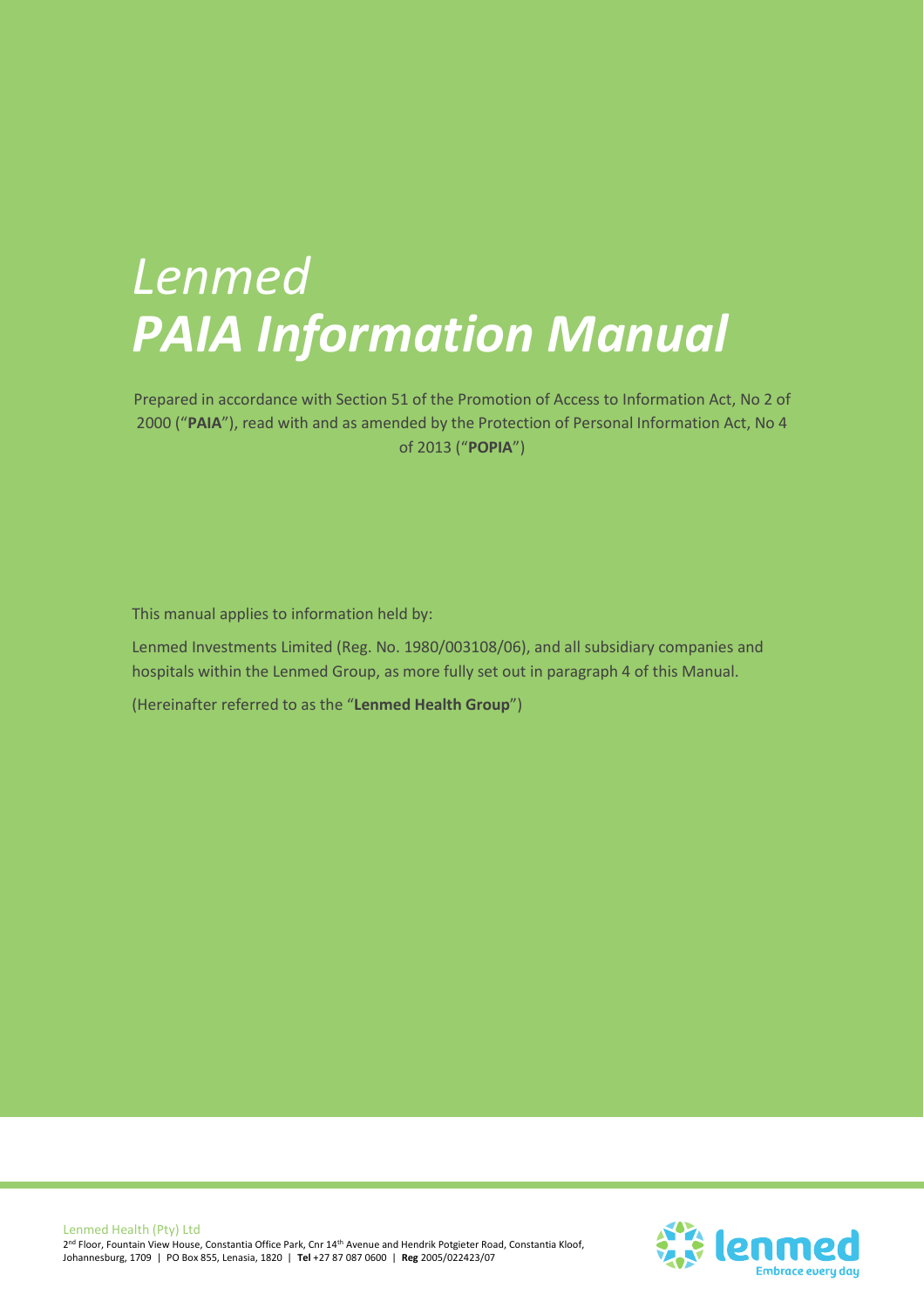# *Lenmed*
# *PAIA Information Manual*

Prepared in accordance with Section 51 of the Promotion of Access to Information Act, No 2 of 2000 ("**PAIA**"), read with and as amended by the Protection of Personal Information Act, No 4 of 2013 ("**POPIA**")

This manual applies to information held by:

Lenmed Investments Limited (Reg. No. 1980/003108/06), and all subsidiary companies and hospitals within the Lenmed Group, as more fully set out in paragraph 4 of this Manual.

(Hereinafter referred to as the "**Lenmed Health Group**")

Lenmed Health (Pty) Ltd
2nd Floor, Fountain View House, Constantia Office Park, Cnr 14th Avenue and Hendrik Potgieter Road, Constantia Kloof, Johannesburg, 1709 | PO Box 855, Lenasia, 1820 | **Tel** +27 87 087 0600 | **Reg** 2005/022423/07

lenmed
Embrace every day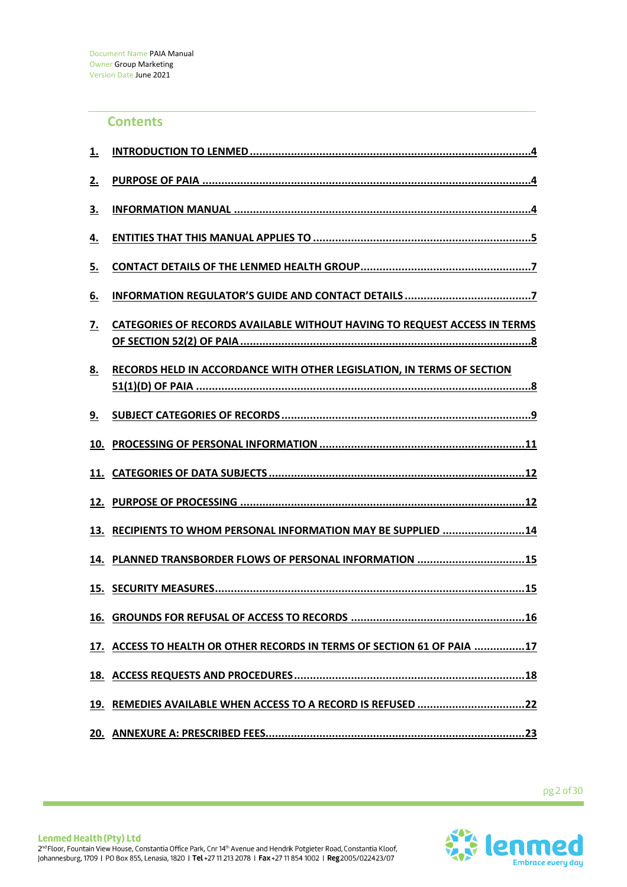Document Name PAIA Manual
Owner Group Marketing
Version Date June 2021

## Contents

1. INTRODUCTION TO LENMED ........................................ 4
2. PURPOSE OF PAIA ........................................ 4
3. INFORMATION MANUAL ........................................ 4
4. ENTITIES THAT THIS MANUAL APPLIES TO ........................................ 5
5. CONTACT DETAILS OF THE LENMED HEALTH GROUP ........................................ 7
6. INFORMATION REGULATOR'S GUIDE AND CONTACT DETAILS ........................................ 7
7. CATEGORIES OF RECORDS AVAILABLE WITHOUT HAVING TO REQUEST ACCESS IN TERMS OF SECTION 52(2) OF PAIA ........................................ 8
8. RECORDS HELD IN ACCORDANCE WITH OTHER LEGISLATION, IN TERMS OF SECTION 51(1)(D) OF PAIA ........................................ 8
9. SUBJECT CATEGORIES OF RECORDS ........................................ 9
10. PROCESSING OF PERSONAL INFORMATION ........................................ 11
11. CATEGORIES OF DATA SUBJECTS ........................................ 12
12. PURPOSE OF PROCESSING ........................................ 12
13. RECIPIENTS TO WHOM PERSONAL INFORMATION MAY BE SUPPLIED ........................................ 14
14. PLANNED TRANSBORDER FLOWS OF PERSONAL INFORMATION ........................................ 15
15. SECURITY MEASURES ........................................ 15
16. GROUNDS FOR REFUSAL OF ACCESS TO RECORDS ........................................ 16
17. ACCESS TO HEALTH OR OTHER RECORDS IN TERMS OF SECTION 61 OF PAIA ........................................ 17
18. ACCESS REQUESTS AND PROCEDURES ........................................ 18
19. REMEDIES AVAILABLE WHEN ACCESS TO A RECORD IS REFUSED ........................................ 22
20. ANNEXURE A: PRESCRIBED FEES ........................................ 23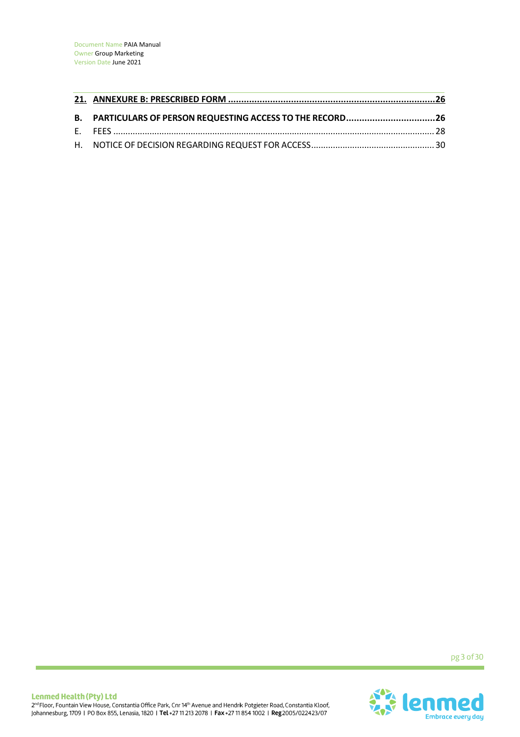**21. ANNEXURE B: PRESCRIBED FORM** ..................................................................................... **26**

**B. PARTICULARS OF PERSON REQUESTING ACCESS TO THE RECORD** ..................................... **26**

E. FEES ..................................................................................................................................... 28

H. NOTICE OF DECISION REGARDING REQUEST FOR ACCESS ..................................................... 30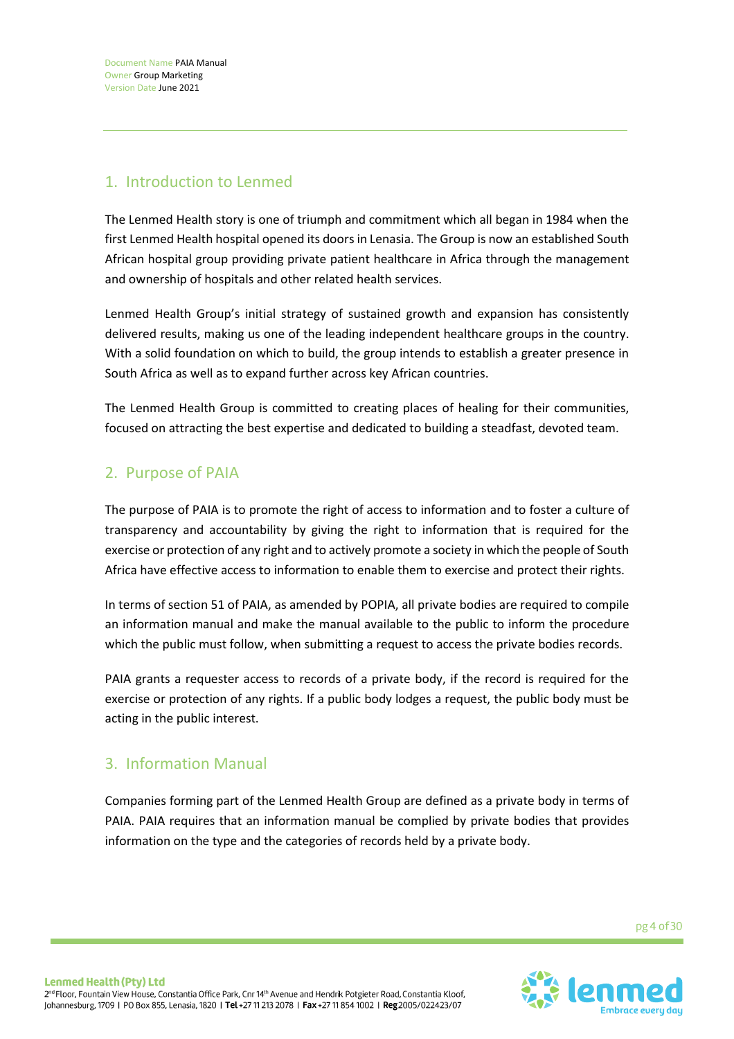## 1. Introduction to Lenmed

The Lenmed Health story is one of triumph and commitment which all began in 1984 when the first Lenmed Health hospital opened its doors in Lenasia. The Group is now an established South African hospital group providing private patient healthcare in Africa through the management and ownership of hospitals and other related health services.

Lenmed Health Group's initial strategy of sustained growth and expansion has consistently delivered results, making us one of the leading independent healthcare groups in the country. With a solid foundation on which to build, the group intends to establish a greater presence in South Africa as well as to expand further across key African countries.

The Lenmed Health Group is committed to creating places of healing for their communities, focused on attracting the best expertise and dedicated to building a steadfast, devoted team.

## 2. Purpose of PAIA

The purpose of PAIA is to promote the right of access to information and to foster a culture of transparency and accountability by giving the right to information that is required for the exercise or protection of any right and to actively promote a society in which the people of South Africa have effective access to information to enable them to exercise and protect their rights.

In terms of section 51 of PAIA, as amended by POPIA, all private bodies are required to compile an information manual and make the manual available to the public to inform the procedure which the public must follow, when submitting a request to access the private bodies records.

PAIA grants a requester access to records of a private body, if the record is required for the exercise or protection of any rights. If a public body lodges a request, the public body must be acting in the public interest.

## 3. Information Manual

Companies forming part of the Lenmed Health Group are defined as a private body in terms of PAIA. PAIA requires that an information manual be complied by private bodies that provides information on the type and the categories of records held by a private body.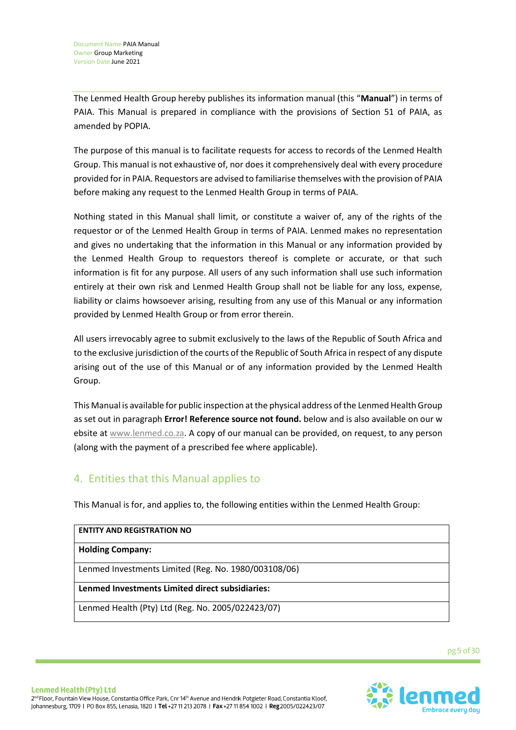The Lenmed Health Group hereby publishes its information manual (this "**Manual**") in terms of PAIA. This Manual is prepared in compliance with the provisions of Section 51 of PAIA, as amended by POPIA.

The purpose of this manual is to facilitate requests for access to records of the Lenmed Health Group. This manual is not exhaustive of, nor does it comprehensively deal with every procedure provided for in PAIA. Requestors are advised to familiarise themselves with the provision of PAIA before making any request to the Lenmed Health Group in terms of PAIA.

Nothing stated in this Manual shall limit, or constitute a waiver of, any of the rights of the requestor or of the Lenmed Health Group in terms of PAIA. Lenmed makes no representation and gives no undertaking that the information in this Manual or any information provided by the Lenmed Health Group to requestors thereof is complete or accurate, or that such information is fit for any purpose. All users of any such information shall use such information entirely at their own risk and Lenmed Health Group shall not be liable for any loss, expense, liability or claims howsoever arising, resulting from any use of this Manual or any information provided by Lenmed Health Group or from error therein.

All users irrevocably agree to submit exclusively to the laws of the Republic of South Africa and to the exclusive jurisdiction of the courts of the Republic of South Africa in respect of any dispute arising out of the use of this Manual or of any information provided by the Lenmed Health Group.

This Manual is available for public inspection at the physical address of the Lenmed Health Group as set out in paragraph **Error! Reference source not found.** below and is also available on our w ebsite at www.lenmed.co.za. A copy of our manual can be provided, on request, to any person (along with the payment of a prescribed fee where applicable).

## 4. Entities that this Manual applies to

This Manual is for, and applies to, the following entities within the Lenmed Health Group:

| ENTITY AND REGISTRATION NO |
|---|
| **Holding Company:** |
| Lenmed Investments Limited (Reg. No. 1980/003108/06) |
| **Lenmed Investments Limited direct subsidiaries:** |
| Lenmed Health (Pty) Ltd (Reg. No. 2005/022423/07) |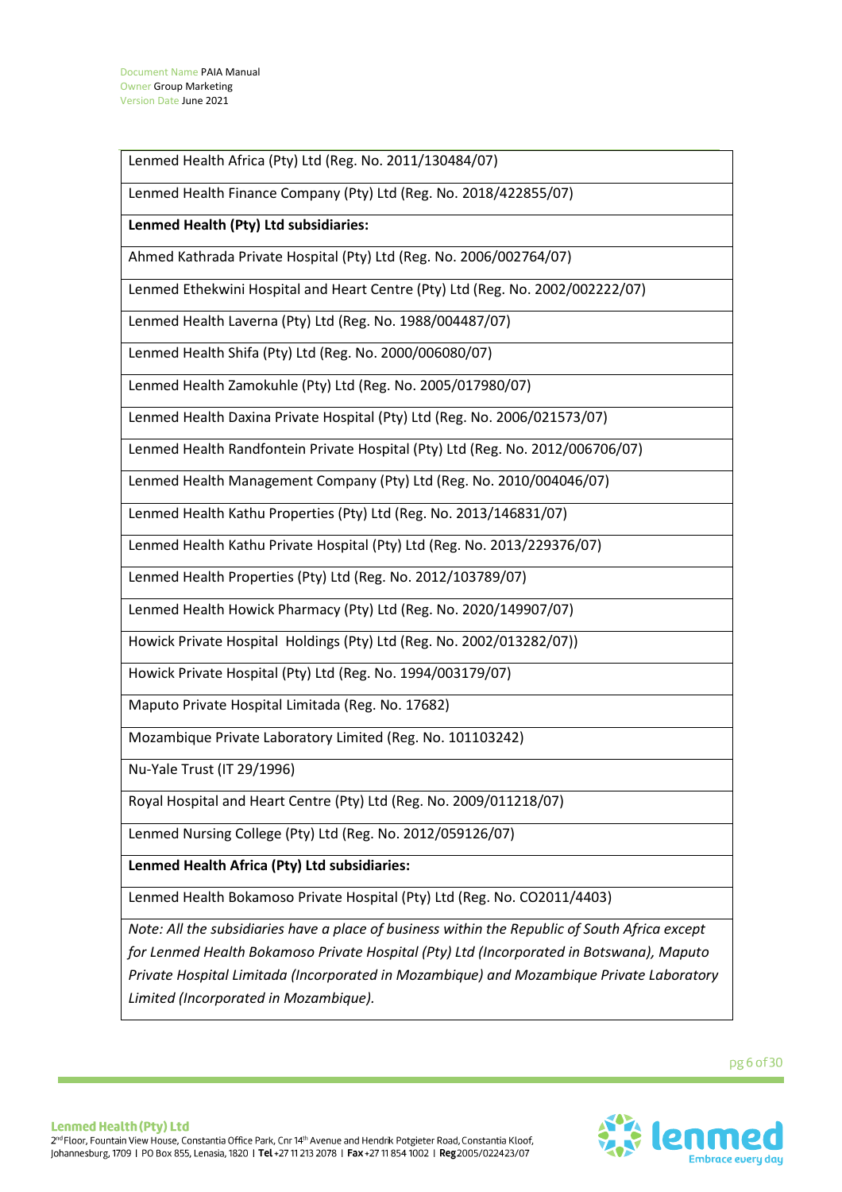| Lenmed Health Africa (Pty) Ltd (Reg. No. 2011/130484/07) |
|---|
| Lenmed Health Finance Company (Pty) Ltd (Reg. No. 2018/422855/07) |
| **Lenmed Health (Pty) Ltd subsidiaries:** |
| Ahmed Kathrada Private Hospital (Pty) Ltd (Reg. No. 2006/002764/07) |
| Lenmed Ethekwini Hospital and Heart Centre (Pty) Ltd (Reg. No. 2002/002222/07) |
| Lenmed Health Laverna (Pty) Ltd (Reg. No. 1988/004487/07) |
| Lenmed Health Shifa (Pty) Ltd (Reg. No. 2000/006080/07) |
| Lenmed Health Zamokuhle (Pty) Ltd (Reg. No. 2005/017980/07) |
| Lenmed Health Daxina Private Hospital (Pty) Ltd (Reg. No. 2006/021573/07) |
| Lenmed Health Randfontein Private Hospital (Pty) Ltd (Reg. No. 2012/006706/07) |
| Lenmed Health Management Company (Pty) Ltd (Reg. No. 2010/004046/07) |
| Lenmed Health Kathu Properties (Pty) Ltd (Reg. No. 2013/146831/07) |
| Lenmed Health Kathu Private Hospital (Pty) Ltd (Reg. No. 2013/229376/07) |
| Lenmed Health Properties (Pty) Ltd (Reg. No. 2012/103789/07) |
| Lenmed Health Howick Pharmacy (Pty) Ltd (Reg. No. 2020/149907/07) |
| Howick Private Hospital Holdings (Pty) Ltd (Reg. No. 2002/013282/07)) |
| Howick Private Hospital (Pty) Ltd (Reg. No. 1994/003179/07) |
| Maputo Private Hospital Limitada (Reg. No. 17682) |
| Mozambique Private Laboratory Limited (Reg. No. 101103242) |
| Nu-Yale Trust (IT 29/1996) |
| Royal Hospital and Heart Centre (Pty) Ltd (Reg. No. 2009/011218/07) |
| Lenmed Nursing College (Pty) Ltd (Reg. No. 2012/059126/07) |
| **Lenmed Health Africa (Pty) Ltd subsidiaries:** |
| Lenmed Health Bokamoso Private Hospital (Pty) Ltd (Reg. No. CO2011/4403) |
| *Note: All the subsidiaries have a place of business within the Republic of South Africa except for Lenmed Health Bokamoso Private Hospital (Pty) Ltd (Incorporated in Botswana), Maputo Private Hospital Limitada (Incorporated in Mozambique) and Mozambique Private Laboratory Limited (Incorporated in Mozambique).* |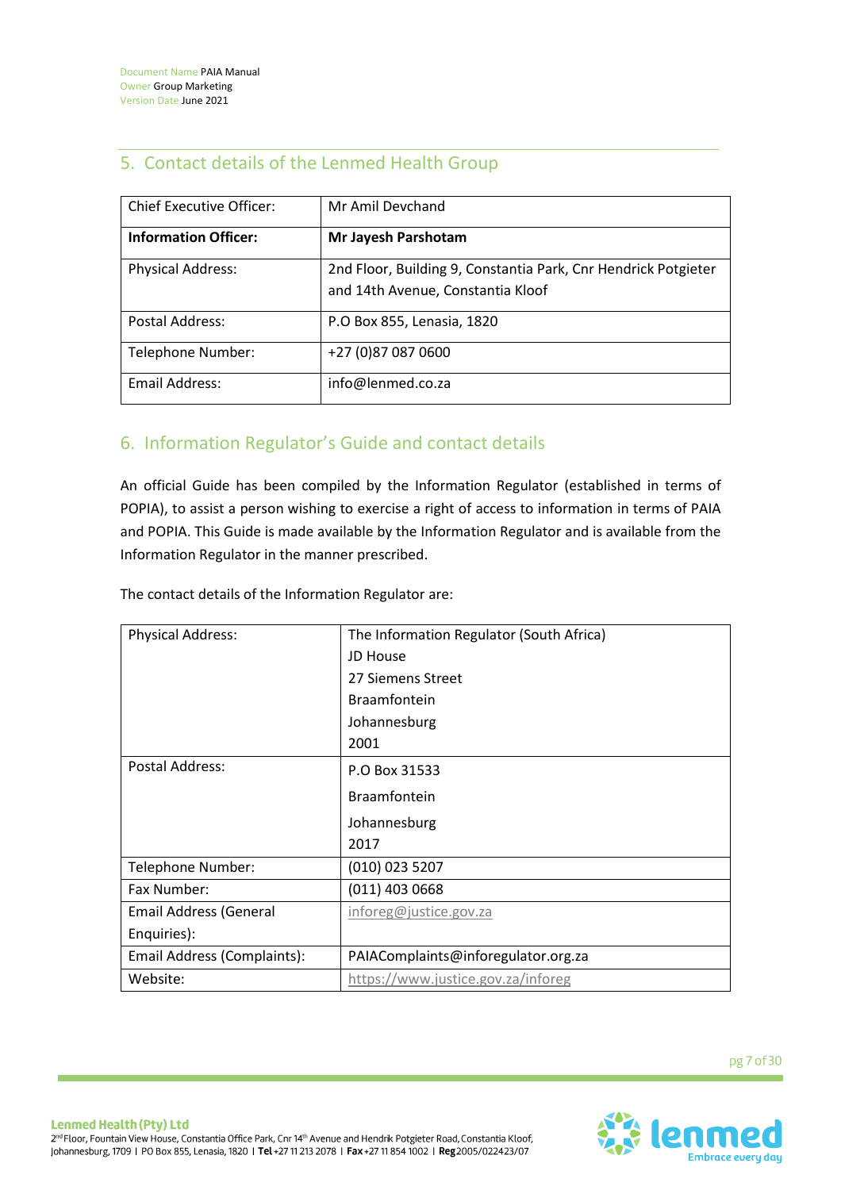## 5. Contact details of the Lenmed Health Group

| Chief Executive Officer: | Mr Amil Devchand |
|---|---|
| **Information Officer:** | **Mr Jayesh Parshotam** |
| Physical Address: | 2nd Floor, Building 9, Constantia Park, Cnr Hendrick Potgieter and 14th Avenue, Constantia Kloof |
| Postal Address: | P.O Box 855, Lenasia, 1820 |
| Telephone Number: | +27 (0)87 087 0600 |
| Email Address: | info@lenmed.co.za |

## 6. Information Regulator's Guide and contact details

An official Guide has been compiled by the Information Regulator (established in terms of POPIA), to assist a person wishing to exercise a right of access to information in terms of PAIA and POPIA. This Guide is made available by the Information Regulator and is available from the Information Regulator in the manner prescribed.

The contact details of the Information Regulator are:

| Physical Address: | The Information Regulator (South Africa)<br>JD House<br>27 Siemens Street<br>Braamfontein<br>Johannesburg<br>2001 |
|---|---|
| Postal Address: | P.O Box 31533<br>Braamfontein<br>Johannesburg<br>2017 |
| Telephone Number: | (010) 023 5207 |
| Fax Number: | (011) 403 0668 |
| Email Address (General Enquiries): | inforeg@justice.gov.za |
| Email Address (Complaints): | PAIAComplaints@inforegulator.org.za |
| Website: | https://www.justice.gov.za/inforeg |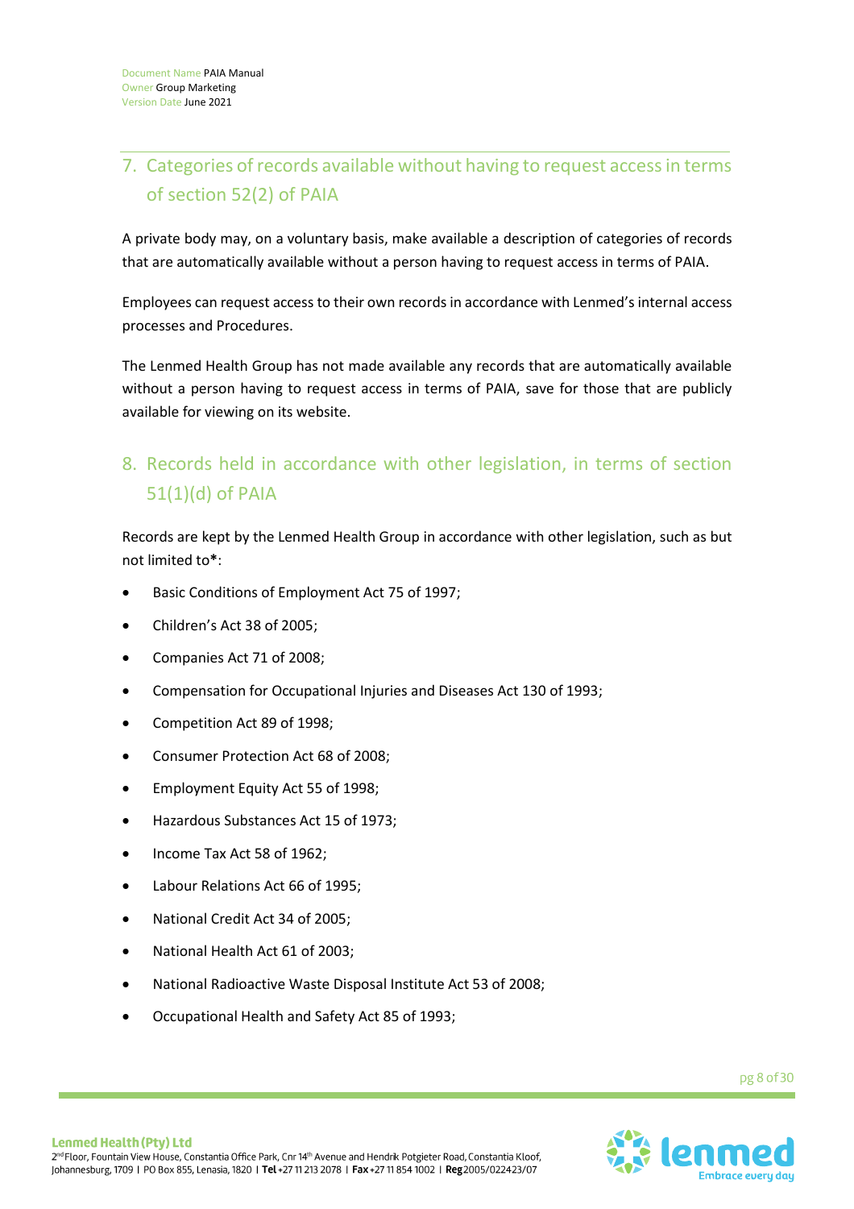## 7. Categories of records available without having to request access in terms of section 52(2) of PAIA

A private body may, on a voluntary basis, make available a description of categories of records that are automatically available without a person having to request access in terms of PAIA.

Employees can request access to their own records in accordance with Lenmed's internal access processes and Procedures.

The Lenmed Health Group has not made available any records that are automatically available without a person having to request access in terms of PAIA, save for those that are publicly available for viewing on its website.

## 8. Records held in accordance with other legislation, in terms of section 51(1)(d) of PAIA

Records are kept by the Lenmed Health Group in accordance with other legislation, such as but not limited to**\***:

- Basic Conditions of Employment Act 75 of 1997;
- Children's Act 38 of 2005;
- Companies Act 71 of 2008;
- Compensation for Occupational Injuries and Diseases Act 130 of 1993;
- Competition Act 89 of 1998;
- Consumer Protection Act 68 of 2008;
- Employment Equity Act 55 of 1998;
- Hazardous Substances Act 15 of 1973;
- Income Tax Act 58 of 1962;
- Labour Relations Act 66 of 1995;
- National Credit Act 34 of 2005;
- National Health Act 61 of 2003;
- National Radioactive Waste Disposal Institute Act 53 of 2008;
- Occupational Health and Safety Act 85 of 1993;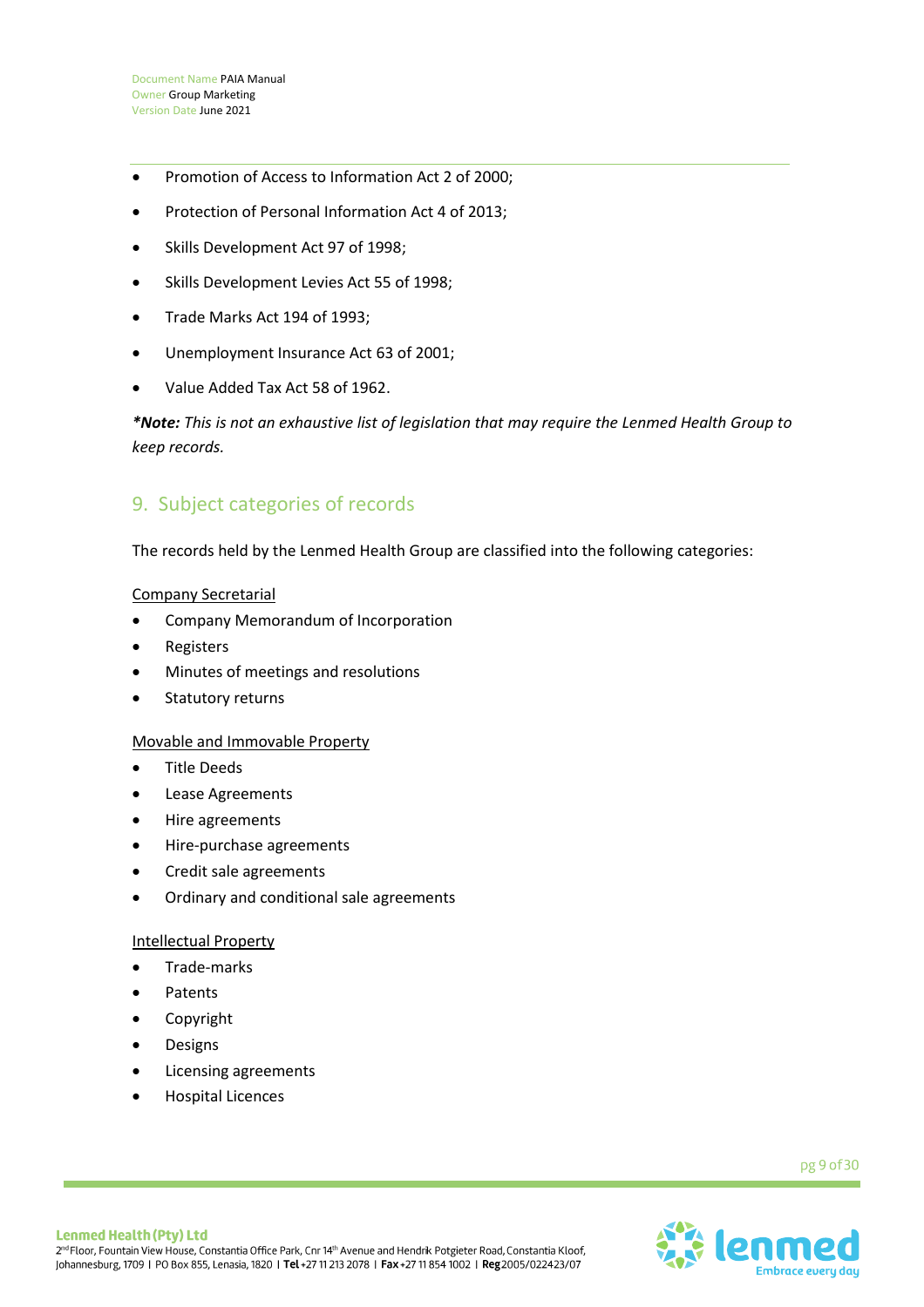- Promotion of Access to Information Act 2 of 2000;
- Protection of Personal Information Act 4 of 2013;
- Skills Development Act 97 of 1998;
- Skills Development Levies Act 55 of 1998;
- Trade Marks Act 194 of 1993;
- Unemployment Insurance Act 63 of 2001;
- Value Added Tax Act 58 of 1962.

****Note:** This is not an exhaustive list of legislation that may require the Lenmed Health Group to keep records.*

## 9. Subject categories of records

The records held by the Lenmed Health Group are classified into the following categories:

Company Secretarial

- Company Memorandum of Incorporation
- Registers
- Minutes of meetings and resolutions
- Statutory returns

Movable and Immovable Property

- Title Deeds
- Lease Agreements
- Hire agreements
- Hire-purchase agreements
- Credit sale agreements
- Ordinary and conditional sale agreements

Intellectual Property

- Trade-marks
- Patents
- Copyright
- Designs
- Licensing agreements
- Hospital Licences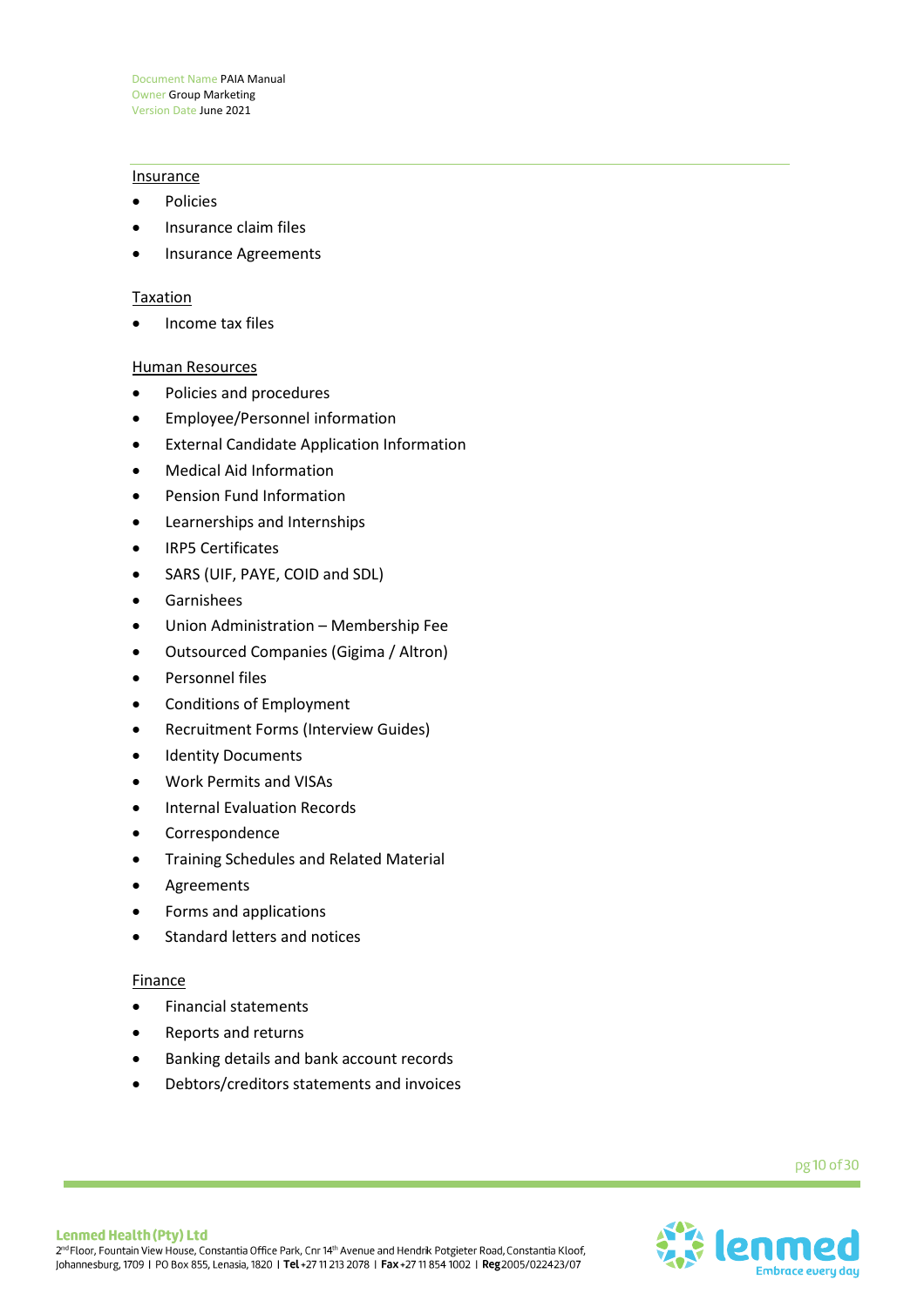Insurance

- Policies
- Insurance claim files
- Insurance Agreements

Taxation

- Income tax files

Human Resources

- Policies and procedures
- Employee/Personnel information
- External Candidate Application Information
- Medical Aid Information
- Pension Fund Information
- Learnerships and Internships
- IRP5 Certificates
- SARS (UIF, PAYE, COID and SDL)
- Garnishees
- Union Administration – Membership Fee
- Outsourced Companies (Gigima / Altron)
- Personnel files
- Conditions of Employment
- Recruitment Forms (Interview Guides)
- Identity Documents
- Work Permits and VISAs
- Internal Evaluation Records
- Correspondence
- Training Schedules and Related Material
- Agreements
- Forms and applications
- Standard letters and notices

Finance

- Financial statements
- Reports and returns
- Banking details and bank account records
- Debtors/creditors statements and invoices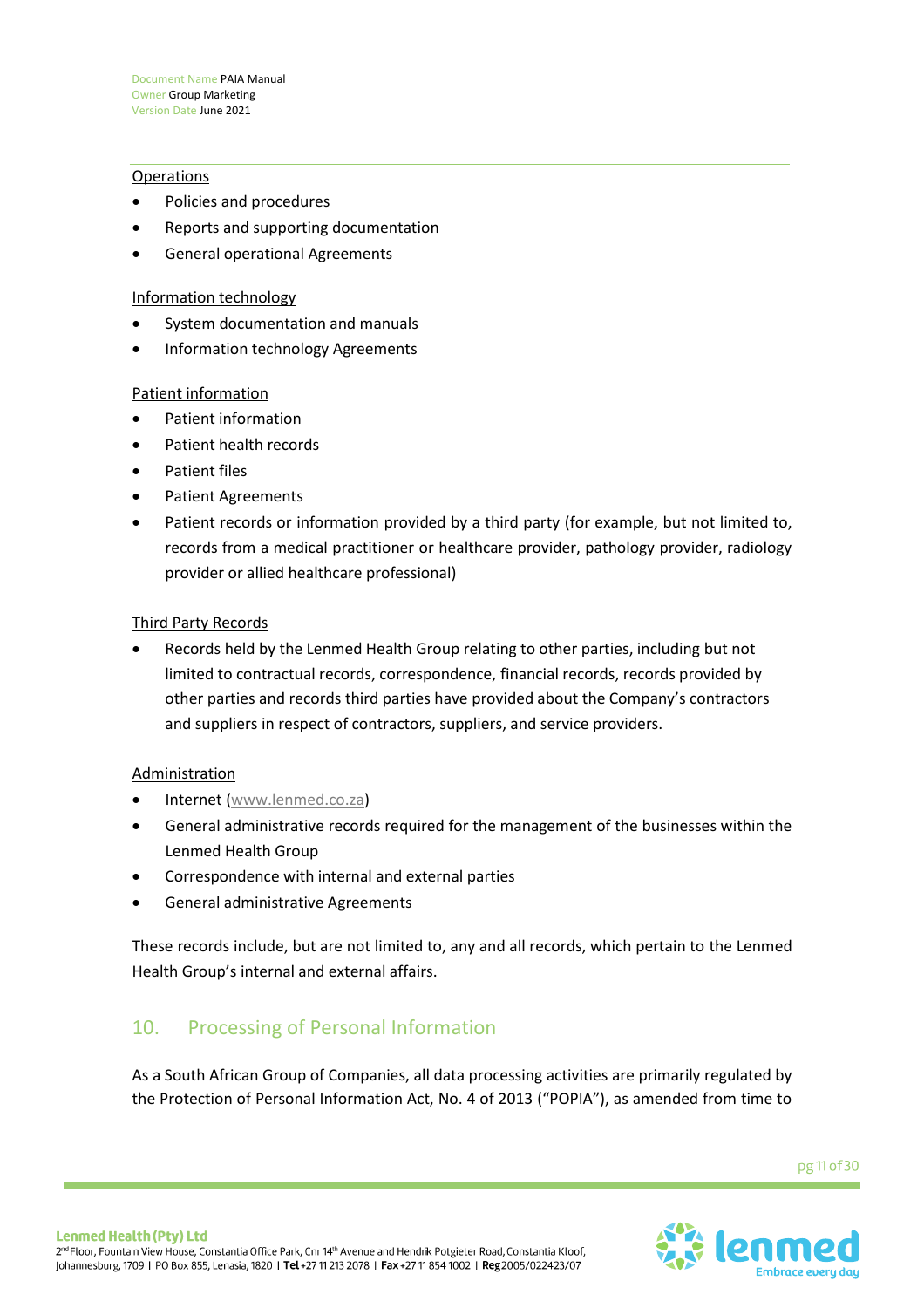Operations

- Policies and procedures
- Reports and supporting documentation
- General operational Agreements

Information technology

- System documentation and manuals
- Information technology Agreements

Patient information

- Patient information
- Patient health records
- Patient files
- Patient Agreements
- Patient records or information provided by a third party (for example, but not limited to, records from a medical practitioner or healthcare provider, pathology provider, radiology provider or allied healthcare professional)

Third Party Records

- Records held by the Lenmed Health Group relating to other parties, including but not limited to contractual records, correspondence, financial records, records provided by other parties and records third parties have provided about the Company's contractors and suppliers in respect of contractors, suppliers, and service providers.

Administration

- Internet (www.lenmed.co.za)
- General administrative records required for the management of the businesses within the Lenmed Health Group
- Correspondence with internal and external parties
- General administrative Agreements

These records include, but are not limited to, any and all records, which pertain to the Lenmed Health Group's internal and external affairs.

## 10. Processing of Personal Information

As a South African Group of Companies, all data processing activities are primarily regulated by the Protection of Personal Information Act, No. 4 of 2013 ("POPIA"), as amended from time to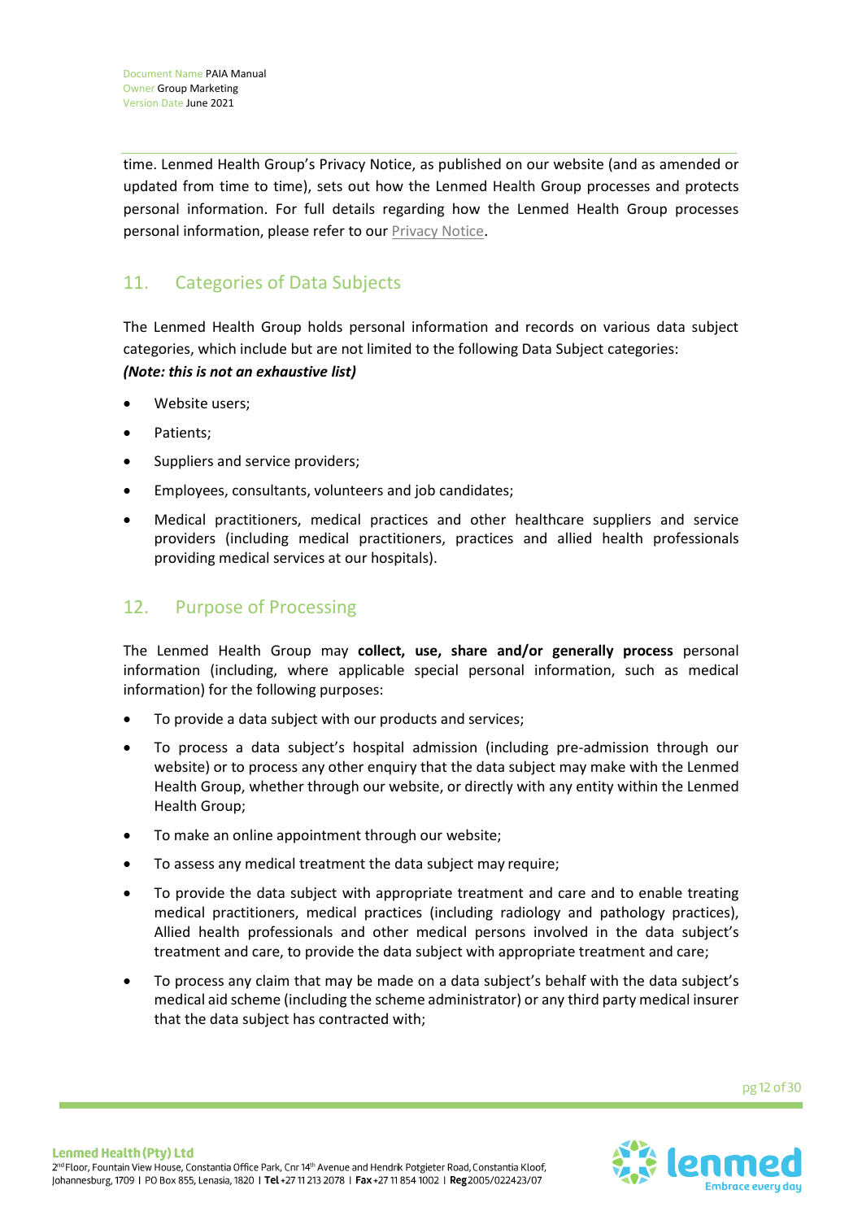time. Lenmed Health Group's Privacy Notice, as published on our website (and as amended or updated from time to time), sets out how the Lenmed Health Group processes and protects personal information. For full details regarding how the Lenmed Health Group processes personal information, please refer to our Privacy Notice.

## 11. Categories of Data Subjects

The Lenmed Health Group holds personal information and records on various data subject categories, which include but are not limited to the following Data Subject categories:
***(Note: this is not an exhaustive list)***

- Website users;
- Patients;
- Suppliers and service providers;
- Employees, consultants, volunteers and job candidates;
- Medical practitioners, medical practices and other healthcare suppliers and service providers (including medical practitioners, practices and allied health professionals providing medical services at our hospitals).

## 12. Purpose of Processing

The Lenmed Health Group may **collect, use, share and/or generally process** personal information (including, where applicable special personal information, such as medical information) for the following purposes:

- To provide a data subject with our products and services;
- To process a data subject's hospital admission (including pre-admission through our website) or to process any other enquiry that the data subject may make with the Lenmed Health Group, whether through our website, or directly with any entity within the Lenmed Health Group;
- To make an online appointment through our website;
- To assess any medical treatment the data subject may require;
- To provide the data subject with appropriate treatment and care and to enable treating medical practitioners, medical practices (including radiology and pathology practices), Allied health professionals and other medical persons involved in the data subject's treatment and care, to provide the data subject with appropriate treatment and care;
- To process any claim that may be made on a data subject's behalf with the data subject's medical aid scheme (including the scheme administrator) or any third party medical insurer that the data subject has contracted with;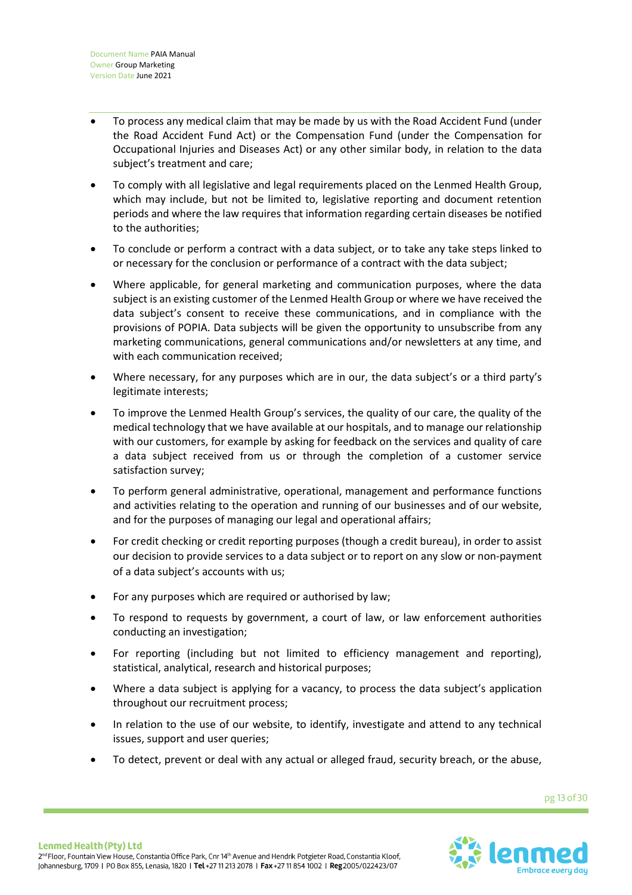- To process any medical claim that may be made by us with the Road Accident Fund (under the Road Accident Fund Act) or the Compensation Fund (under the Compensation for Occupational Injuries and Diseases Act) or any other similar body, in relation to the data subject's treatment and care;
- To comply with all legislative and legal requirements placed on the Lenmed Health Group, which may include, but not be limited to, legislative reporting and document retention periods and where the law requires that information regarding certain diseases be notified to the authorities;
- To conclude or perform a contract with a data subject, or to take any take steps linked to or necessary for the conclusion or performance of a contract with the data subject;
- Where applicable, for general marketing and communication purposes, where the data subject is an existing customer of the Lenmed Health Group or where we have received the data subject's consent to receive these communications, and in compliance with the provisions of POPIA. Data subjects will be given the opportunity to unsubscribe from any marketing communications, general communications and/or newsletters at any time, and with each communication received;
- Where necessary, for any purposes which are in our, the data subject's or a third party's legitimate interests;
- To improve the Lenmed Health Group's services, the quality of our care, the quality of the medical technology that we have available at our hospitals, and to manage our relationship with our customers, for example by asking for feedback on the services and quality of care a data subject received from us or through the completion of a customer service satisfaction survey;
- To perform general administrative, operational, management and performance functions and activities relating to the operation and running of our businesses and of our website, and for the purposes of managing our legal and operational affairs;
- For credit checking or credit reporting purposes (though a credit bureau), in order to assist our decision to provide services to a data subject or to report on any slow or non-payment of a data subject's accounts with us;
- For any purposes which are required or authorised by law;
- To respond to requests by government, a court of law, or law enforcement authorities conducting an investigation;
- For reporting (including but not limited to efficiency management and reporting), statistical, analytical, research and historical purposes;
- Where a data subject is applying for a vacancy, to process the data subject's application throughout our recruitment process;
- In relation to the use of our website, to identify, investigate and attend to any technical issues, support and user queries;
- To detect, prevent or deal with any actual or alleged fraud, security breach, or the abuse,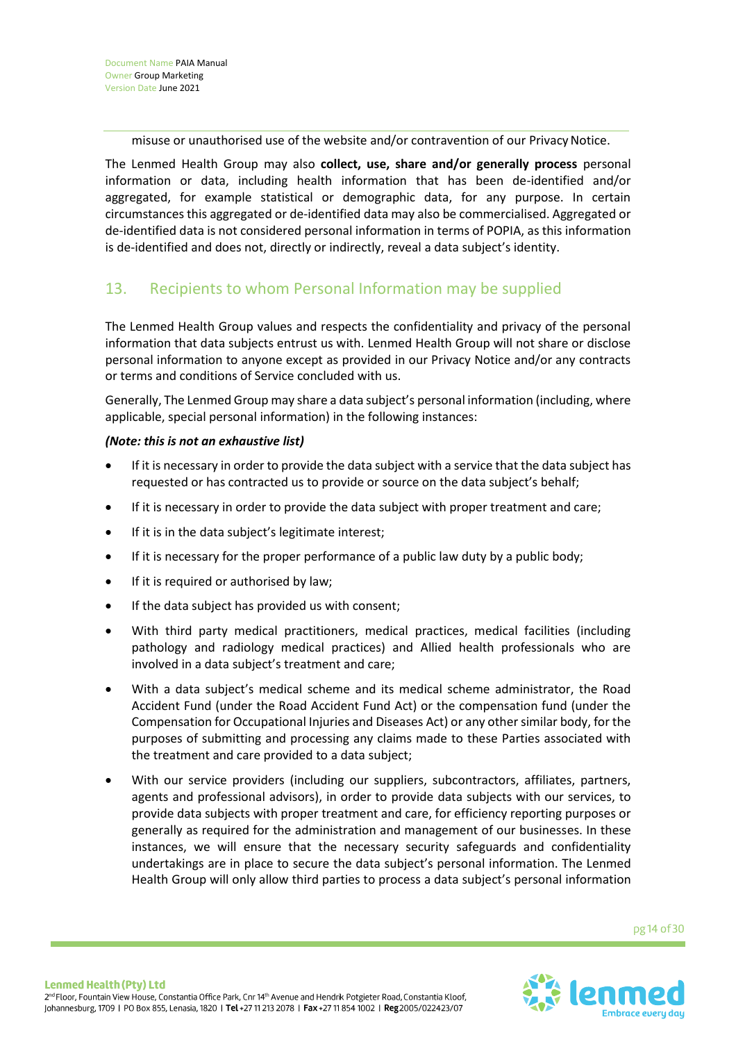misuse or unauthorised use of the website and/or contravention of our Privacy Notice.

The Lenmed Health Group may also **collect, use, share and/or generally process** personal information or data, including health information that has been de-identified and/or aggregated, for example statistical or demographic data, for any purpose. In certain circumstances this aggregated or de-identified data may also be commercialised. Aggregated or de-identified data is not considered personal information in terms of POPIA, as this information is de-identified and does not, directly or indirectly, reveal a data subject's identity.

## 13. Recipients to whom Personal Information may be supplied

The Lenmed Health Group values and respects the confidentiality and privacy of the personal information that data subjects entrust us with. Lenmed Health Group will not share or disclose personal information to anyone except as provided in our Privacy Notice and/or any contracts or terms and conditions of Service concluded with us.

Generally, The Lenmed Group may share a data subject's personal information (including, where applicable, special personal information) in the following instances:

***(Note: this is not an exhaustive list)***

- If it is necessary in order to provide the data subject with a service that the data subject has requested or has contracted us to provide or source on the data subject's behalf;
- If it is necessary in order to provide the data subject with proper treatment and care;
- If it is in the data subject's legitimate interest;
- If it is necessary for the proper performance of a public law duty by a public body;
- If it is required or authorised by law;
- If the data subject has provided us with consent;
- With third party medical practitioners, medical practices, medical facilities (including pathology and radiology medical practices) and Allied health professionals who are involved in a data subject's treatment and care;
- With a data subject's medical scheme and its medical scheme administrator, the Road Accident Fund (under the Road Accident Fund Act) or the compensation fund (under the Compensation for Occupational Injuries and Diseases Act) or any other similar body, for the purposes of submitting and processing any claims made to these Parties associated with the treatment and care provided to a data subject;
- With our service providers (including our suppliers, subcontractors, affiliates, partners, agents and professional advisors), in order to provide data subjects with our services, to provide data subjects with proper treatment and care, for efficiency reporting purposes or generally as required for the administration and management of our businesses. In these instances, we will ensure that the necessary security safeguards and confidentiality undertakings are in place to secure the data subject's personal information. The Lenmed Health Group will only allow third parties to process a data subject's personal information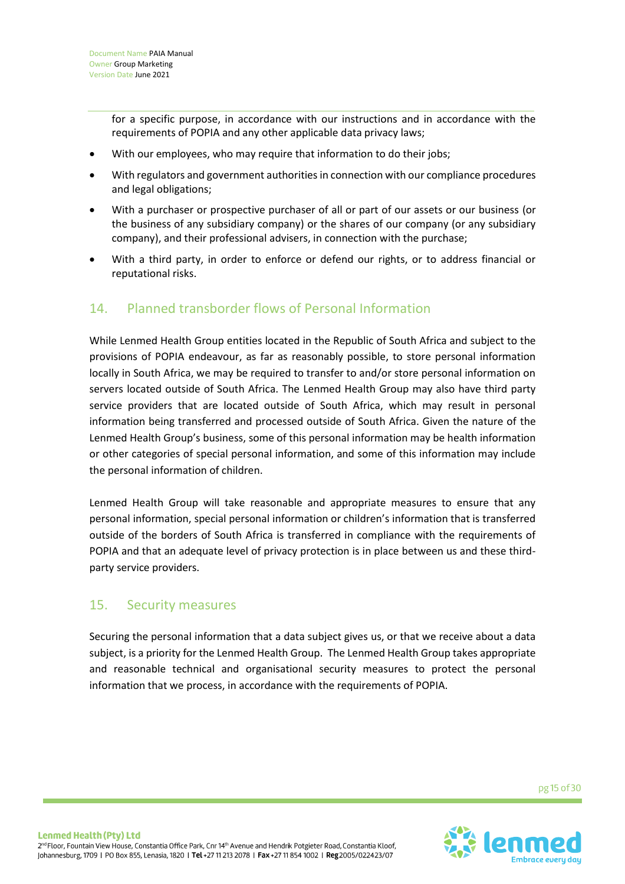for a specific purpose, in accordance with our instructions and in accordance with the requirements of POPIA and any other applicable data privacy laws;

- With our employees, who may require that information to do their jobs;
- With regulators and government authorities in connection with our compliance procedures and legal obligations;
- With a purchaser or prospective purchaser of all or part of our assets or our business (or the business of any subsidiary company) or the shares of our company (or any subsidiary company), and their professional advisers, in connection with the purchase;
- With a third party, in order to enforce or defend our rights, or to address financial or reputational risks.

## 14. Planned transborder flows of Personal Information

While Lenmed Health Group entities located in the Republic of South Africa and subject to the provisions of POPIA endeavour, as far as reasonably possible, to store personal information locally in South Africa, we may be required to transfer to and/or store personal information on servers located outside of South Africa. The Lenmed Health Group may also have third party service providers that are located outside of South Africa, which may result in personal information being transferred and processed outside of South Africa. Given the nature of the Lenmed Health Group's business, some of this personal information may be health information or other categories of special personal information, and some of this information may include the personal information of children.

Lenmed Health Group will take reasonable and appropriate measures to ensure that any personal information, special personal information or children's information that is transferred outside of the borders of South Africa is transferred in compliance with the requirements of POPIA and that an adequate level of privacy protection is in place between us and these third-party service providers.

## 15. Security measures

Securing the personal information that a data subject gives us, or that we receive about a data subject, is a priority for the Lenmed Health Group. The Lenmed Health Group takes appropriate and reasonable technical and organisational security measures to protect the personal information that we process, in accordance with the requirements of POPIA.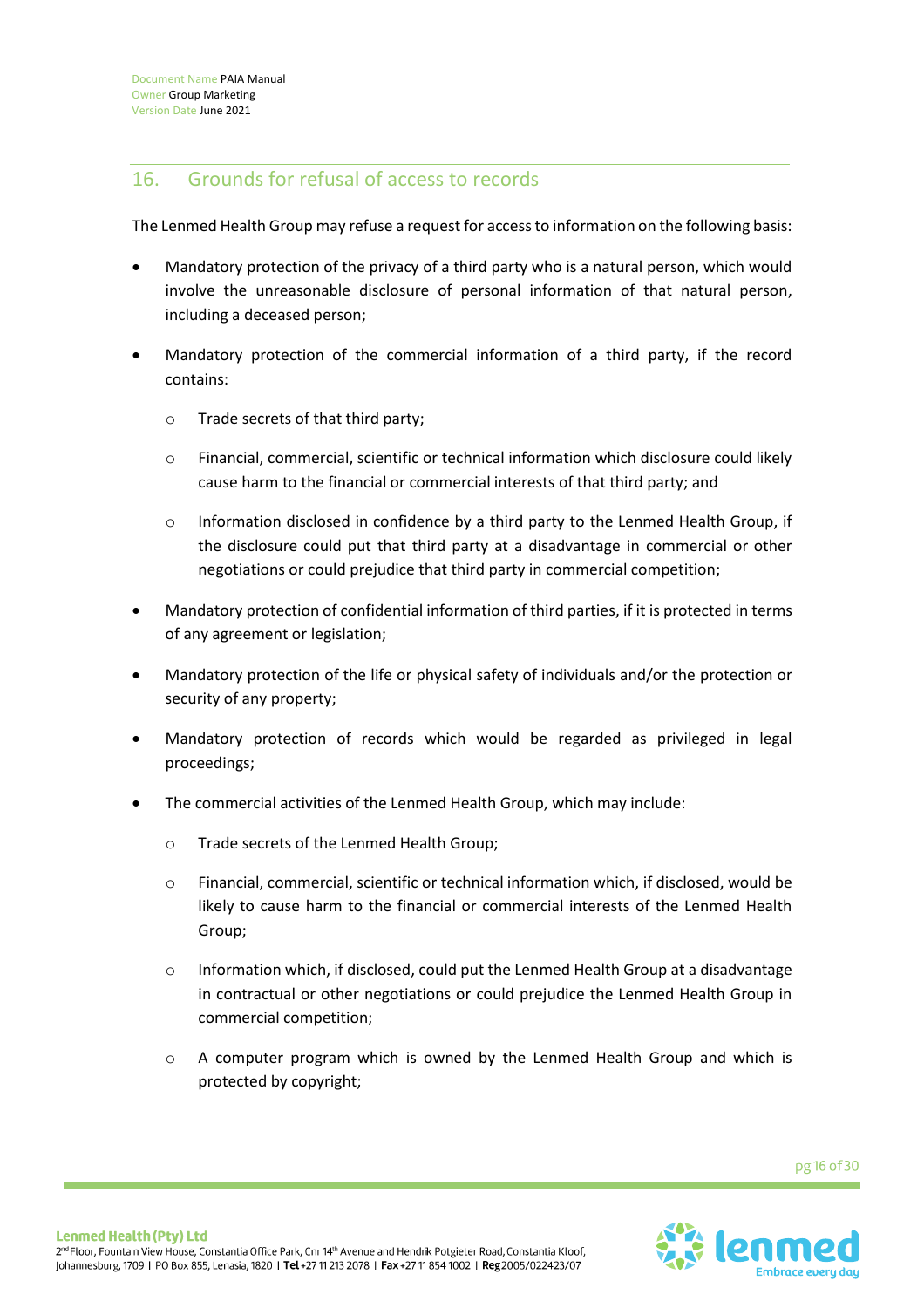## 16. Grounds for refusal of access to records

The Lenmed Health Group may refuse a request for access to information on the following basis:

- Mandatory protection of the privacy of a third party who is a natural person, which would involve the unreasonable disclosure of personal information of that natural person, including a deceased person;
- Mandatory protection of the commercial information of a third party, if the record contains:
  - Trade secrets of that third party;
  - Financial, commercial, scientific or technical information which disclosure could likely cause harm to the financial or commercial interests of that third party; and
  - Information disclosed in confidence by a third party to the Lenmed Health Group, if the disclosure could put that third party at a disadvantage in commercial or other negotiations or could prejudice that third party in commercial competition;
- Mandatory protection of confidential information of third parties, if it is protected in terms of any agreement or legislation;
- Mandatory protection of the life or physical safety of individuals and/or the protection or security of any property;
- Mandatory protection of records which would be regarded as privileged in legal proceedings;
- The commercial activities of the Lenmed Health Group, which may include:
  - Trade secrets of the Lenmed Health Group;
  - Financial, commercial, scientific or technical information which, if disclosed, would be likely to cause harm to the financial or commercial interests of the Lenmed Health Group;
  - Information which, if disclosed, could put the Lenmed Health Group at a disadvantage in contractual or other negotiations or could prejudice the Lenmed Health Group in commercial competition;
  - A computer program which is owned by the Lenmed Health Group and which is protected by copyright;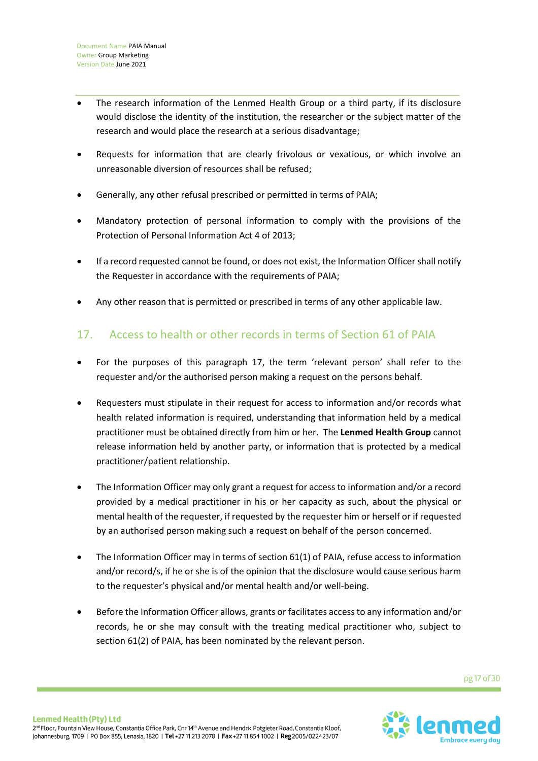- The research information of the Lenmed Health Group or a third party, if its disclosure would disclose the identity of the institution, the researcher or the subject matter of the research and would place the research at a serious disadvantage;
- Requests for information that are clearly frivolous or vexatious, or which involve an unreasonable diversion of resources shall be refused;
- Generally, any other refusal prescribed or permitted in terms of PAIA;
- Mandatory protection of personal information to comply with the provisions of the Protection of Personal Information Act 4 of 2013;
- If a record requested cannot be found, or does not exist, the Information Officer shall notify the Requester in accordance with the requirements of PAIA;
- Any other reason that is permitted or prescribed in terms of any other applicable law.

## 17. Access to health or other records in terms of Section 61 of PAIA

- For the purposes of this paragraph 17, the term 'relevant person' shall refer to the requester and/or the authorised person making a request on the persons behalf.
- Requesters must stipulate in their request for access to information and/or records what health related information is required, understanding that information held by a medical practitioner must be obtained directly from him or her. The **Lenmed Health Group** cannot release information held by another party, or information that is protected by a medical practitioner/patient relationship.
- The Information Officer may only grant a request for access to information and/or a record provided by a medical practitioner in his or her capacity as such, about the physical or mental health of the requester, if requested by the requester him or herself or if requested by an authorised person making such a request on behalf of the person concerned.
- The Information Officer may in terms of section 61(1) of PAIA, refuse access to information and/or record/s, if he or she is of the opinion that the disclosure would cause serious harm to the requester's physical and/or mental health and/or well-being.
- Before the Information Officer allows, grants or facilitates access to any information and/or records, he or she may consult with the treating medical practitioner who, subject to section 61(2) of PAIA, has been nominated by the relevant person.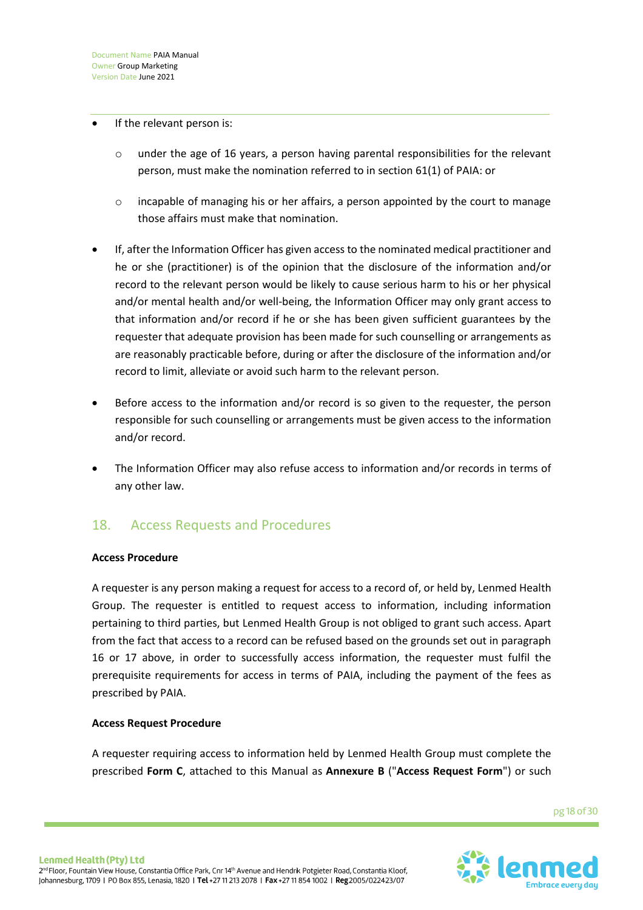- If the relevant person is:
    - under the age of 16 years, a person having parental responsibilities for the relevant person, must make the nomination referred to in section 61(1) of PAIA: or
    - incapable of managing his or her affairs, a person appointed by the court to manage those affairs must make that nomination.
- If, after the Information Officer has given access to the nominated medical practitioner and he or she (practitioner) is of the opinion that the disclosure of the information and/or record to the relevant person would be likely to cause serious harm to his or her physical and/or mental health and/or well-being, the Information Officer may only grant access to that information and/or record if he or she has been given sufficient guarantees by the requester that adequate provision has been made for such counselling or arrangements as are reasonably practicable before, during or after the disclosure of the information and/or record to limit, alleviate or avoid such harm to the relevant person.
- Before access to the information and/or record is so given to the requester, the person responsible for such counselling or arrangements must be given access to the information and/or record.
- The Information Officer may also refuse access to information and/or records in terms of any other law.

## 18. Access Requests and Procedures

**Access Procedure**

A requester is any person making a request for access to a record of, or held by, Lenmed Health Group. The requester is entitled to request access to information, including information pertaining to third parties, but Lenmed Health Group is not obliged to grant such access. Apart from the fact that access to a record can be refused based on the grounds set out in paragraph 16 or 17 above, in order to successfully access information, the requester must fulfil the prerequisite requirements for access in terms of PAIA, including the payment of the fees as prescribed by PAIA.

**Access Request Procedure**

A requester requiring access to information held by Lenmed Health Group must complete the prescribed **Form C**, attached to this Manual as **Annexure B** ("**Access Request Form**") or such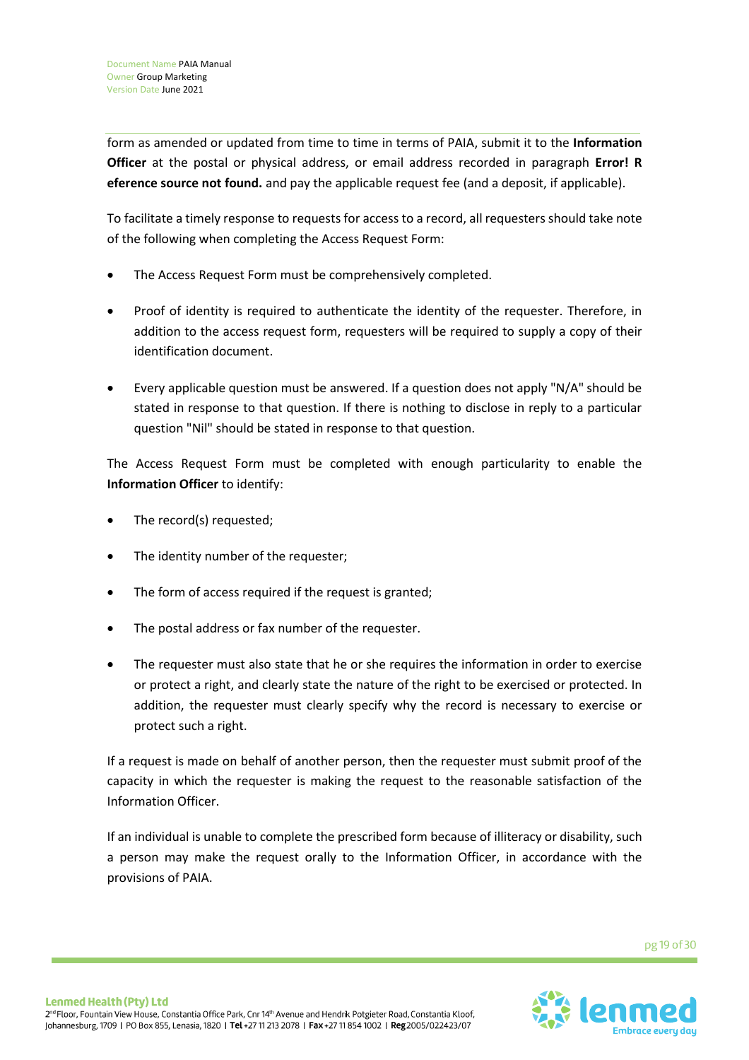form as amended or updated from time to time in terms of PAIA, submit it to the **Information Officer** at the postal or physical address, or email address recorded in paragraph **Error! Reference source not found.** and pay the applicable request fee (and a deposit, if applicable).

To facilitate a timely response to requests for access to a record, all requesters should take note of the following when completing the Access Request Form:

- The Access Request Form must be comprehensively completed.
- Proof of identity is required to authenticate the identity of the requester. Therefore, in addition to the access request form, requesters will be required to supply a copy of their identification document.
- Every applicable question must be answered. If a question does not apply "N/A" should be stated in response to that question. If there is nothing to disclose in reply to a particular question "Nil" should be stated in response to that question.

The Access Request Form must be completed with enough particularity to enable the **Information Officer** to identify:

- The record(s) requested;
- The identity number of the requester;
- The form of access required if the request is granted;
- The postal address or fax number of the requester.
- The requester must also state that he or she requires the information in order to exercise or protect a right, and clearly state the nature of the right to be exercised or protected. In addition, the requester must clearly specify why the record is necessary to exercise or protect such a right.

If a request is made on behalf of another person, then the requester must submit proof of the capacity in which the requester is making the request to the reasonable satisfaction of the Information Officer.

If an individual is unable to complete the prescribed form because of illiteracy or disability, such a person may make the request orally to the Information Officer, in accordance with the provisions of PAIA.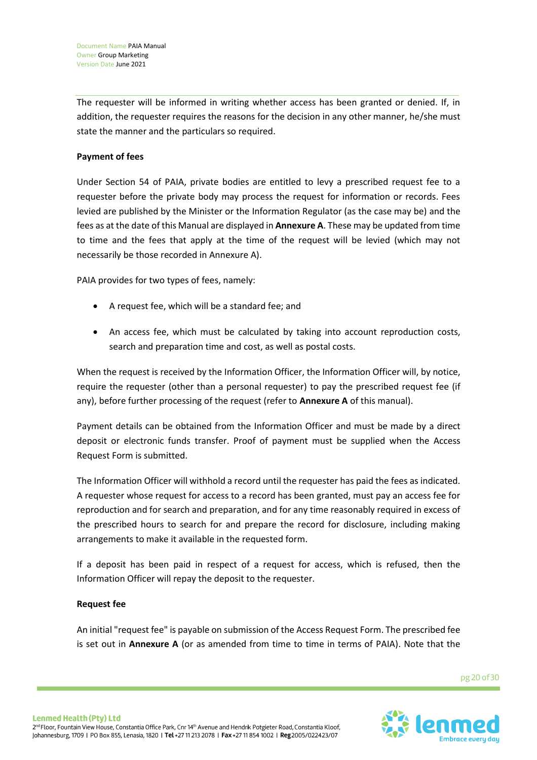The requester will be informed in writing whether access has been granted or denied. If, in addition, the requester requires the reasons for the decision in any other manner, he/she must state the manner and the particulars so required.

**Payment of fees**

Under Section 54 of PAIA, private bodies are entitled to levy a prescribed request fee to a requester before the private body may process the request for information or records. Fees levied are published by the Minister or the Information Regulator (as the case may be) and the fees as at the date of this Manual are displayed in **Annexure A**. These may be updated from time to time and the fees that apply at the time of the request will be levied (which may not necessarily be those recorded in Annexure A).

PAIA provides for two types of fees, namely:

- A request fee, which will be a standard fee; and
- An access fee, which must be calculated by taking into account reproduction costs, search and preparation time and cost, as well as postal costs.

When the request is received by the Information Officer, the Information Officer will, by notice, require the requester (other than a personal requester) to pay the prescribed request fee (if any), before further processing of the request (refer to **Annexure A** of this manual).

Payment details can be obtained from the Information Officer and must be made by a direct deposit or electronic funds transfer. Proof of payment must be supplied when the Access Request Form is submitted.

The Information Officer will withhold a record until the requester has paid the fees as indicated. A requester whose request for access to a record has been granted, must pay an access fee for reproduction and for search and preparation, and for any time reasonably required in excess of the prescribed hours to search for and prepare the record for disclosure, including making arrangements to make it available in the requested form.

If a deposit has been paid in respect of a request for access, which is refused, then the Information Officer will repay the deposit to the requester.

**Request fee**

An initial "request fee" is payable on submission of the Access Request Form. The prescribed fee is set out in **Annexure A** (or as amended from time to time in terms of PAIA). Note that the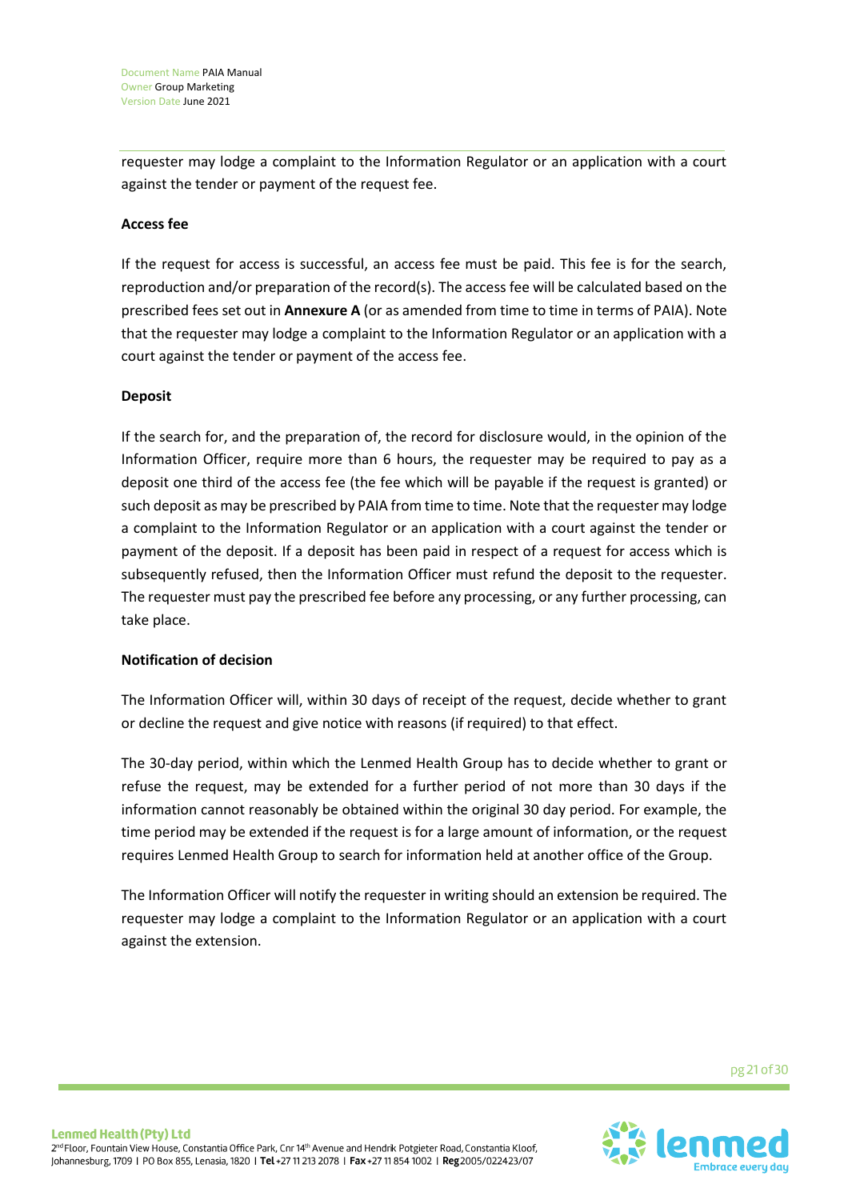requester may lodge a complaint to the Information Regulator or an application with a court against the tender or payment of the request fee.

**Access fee**

If the request for access is successful, an access fee must be paid. This fee is for the search, reproduction and/or preparation of the record(s). The access fee will be calculated based on the prescribed fees set out in **Annexure A** (or as amended from time to time in terms of PAIA). Note that the requester may lodge a complaint to the Information Regulator or an application with a court against the tender or payment of the access fee.

**Deposit**

If the search for, and the preparation of, the record for disclosure would, in the opinion of the Information Officer, require more than 6 hours, the requester may be required to pay as a deposit one third of the access fee (the fee which will be payable if the request is granted) or such deposit as may be prescribed by PAIA from time to time. Note that the requester may lodge a complaint to the Information Regulator or an application with a court against the tender or payment of the deposit. If a deposit has been paid in respect of a request for access which is subsequently refused, then the Information Officer must refund the deposit to the requester. The requester must pay the prescribed fee before any processing, or any further processing, can take place.

**Notification of decision**

The Information Officer will, within 30 days of receipt of the request, decide whether to grant or decline the request and give notice with reasons (if required) to that effect.

The 30-day period, within which the Lenmed Health Group has to decide whether to grant or refuse the request, may be extended for a further period of not more than 30 days if the information cannot reasonably be obtained within the original 30 day period. For example, the time period may be extended if the request is for a large amount of information, or the request requires Lenmed Health Group to search for information held at another office of the Group.

The Information Officer will notify the requester in writing should an extension be required. The requester may lodge a complaint to the Information Regulator or an application with a court against the extension.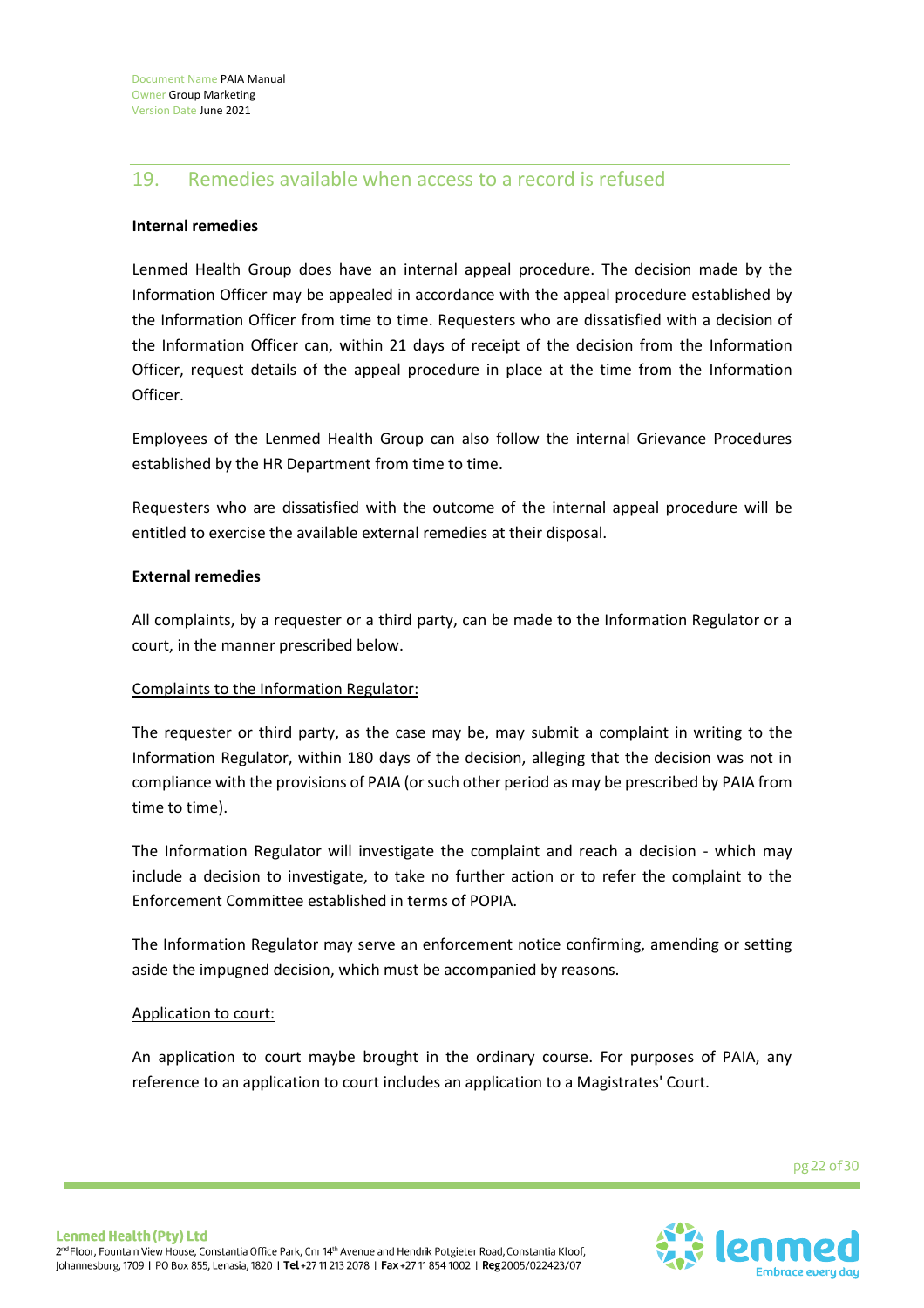## 19. Remedies available when access to a record is refused

**Internal remedies**

Lenmed Health Group does have an internal appeal procedure. The decision made by the Information Officer may be appealed in accordance with the appeal procedure established by the Information Officer from time to time. Requesters who are dissatisfied with a decision of the Information Officer can, within 21 days of receipt of the decision from the Information Officer, request details of the appeal procedure in place at the time from the Information Officer.

Employees of the Lenmed Health Group can also follow the internal Grievance Procedures established by the HR Department from time to time.

Requesters who are dissatisfied with the outcome of the internal appeal procedure will be entitled to exercise the available external remedies at their disposal.

**External remedies**

All complaints, by a requester or a third party, can be made to the Information Regulator or a court, in the manner prescribed below.

<u>Complaints to the Information Regulator:</u>

The requester or third party, as the case may be, may submit a complaint in writing to the Information Regulator, within 180 days of the decision, alleging that the decision was not in compliance with the provisions of PAIA (or such other period as may be prescribed by PAIA from time to time).

The Information Regulator will investigate the complaint and reach a decision - which may include a decision to investigate, to take no further action or to refer the complaint to the Enforcement Committee established in terms of POPIA.

The Information Regulator may serve an enforcement notice confirming, amending or setting aside the impugned decision, which must be accompanied by reasons.

<u>Application to court:</u>

An application to court maybe brought in the ordinary course. For purposes of PAIA, any reference to an application to court includes an application to a Magistrates' Court.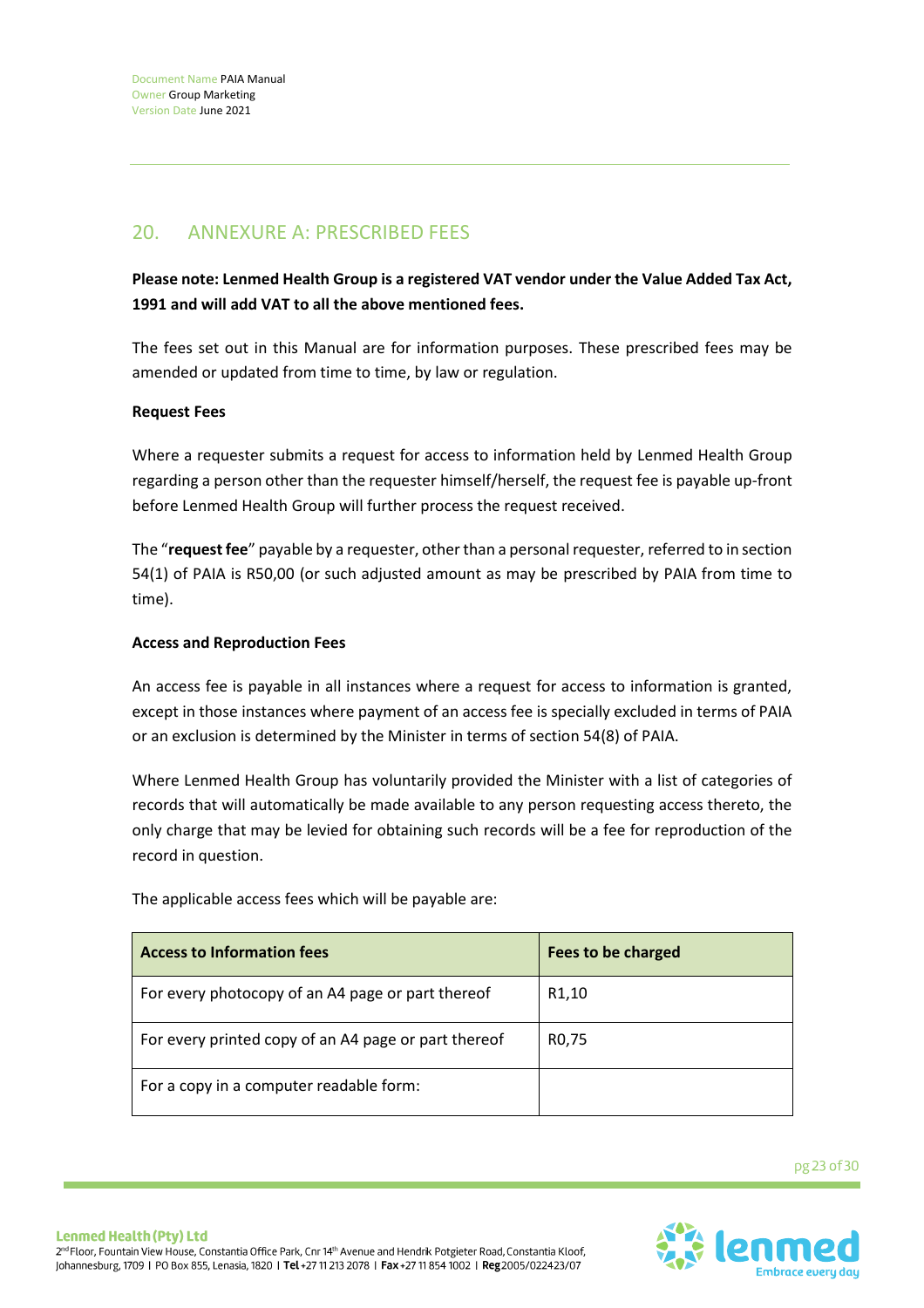## 20. ANNEXURE A: PRESCRIBED FEES

**Please note: Lenmed Health Group is a registered VAT vendor under the Value Added Tax Act, 1991 and will add VAT to all the above mentioned fees.**

The fees set out in this Manual are for information purposes. These prescribed fees may be amended or updated from time to time, by law or regulation.

**Request Fees**

Where a requester submits a request for access to information held by Lenmed Health Group regarding a person other than the requester himself/herself, the request fee is payable up-front before Lenmed Health Group will further process the request received.

The "**request fee**" payable by a requester, other than a personal requester, referred to in section 54(1) of PAIA is R50,00 (or such adjusted amount as may be prescribed by PAIA from time to time).

**Access and Reproduction Fees**

An access fee is payable in all instances where a request for access to information is granted, except in those instances where payment of an access fee is specially excluded in terms of PAIA or an exclusion is determined by the Minister in terms of section 54(8) of PAIA.

Where Lenmed Health Group has voluntarily provided the Minister with a list of categories of records that will automatically be made available to any person requesting access thereto, the only charge that may be levied for obtaining such records will be a fee for reproduction of the record in question.

The applicable access fees which will be payable are:

| Access to Information fees | Fees to be charged |
|---|---|
| For every photocopy of an A4 page or part thereof | R1,10 |
| For every printed copy of an A4 page or part thereof | R0,75 |
| For a copy in a computer readable form: | |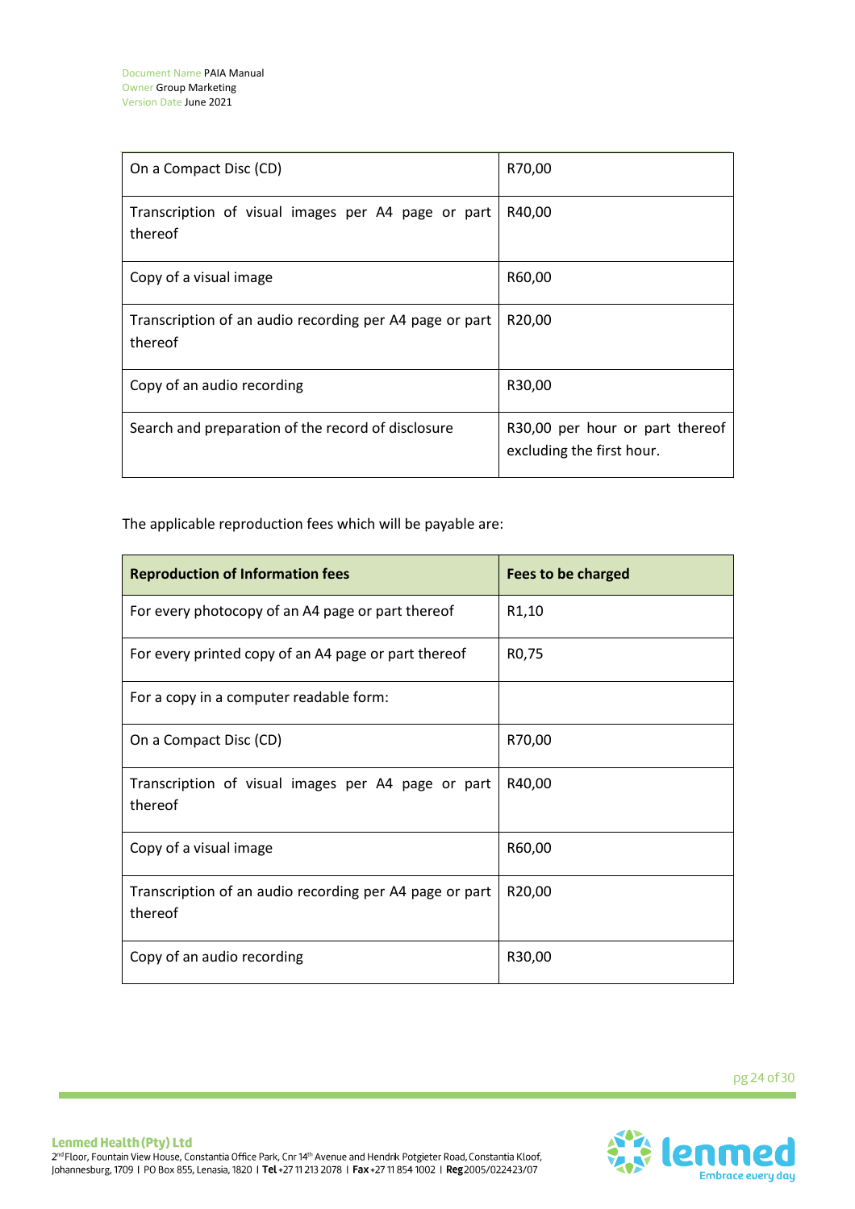| | |
|---|---|
| On a Compact Disc (CD) | R70,00 |
| Transcription of visual images per A4 page or part thereof | R40,00 |
| Copy of a visual image | R60,00 |
| Transcription of an audio recording per A4 page or part thereof | R20,00 |
| Copy of an audio recording | R30,00 |
| Search and preparation of the record of disclosure | R30,00 per hour or part thereof excluding the first hour. |

The applicable reproduction fees which will be payable are:

| **Reproduction of Information fees** | **Fees to be charged** |
|---|---|
| For every photocopy of an A4 page or part thereof | R1,10 |
| For every printed copy of an A4 page or part thereof | R0,75 |
| For a copy in a computer readable form: | |
| On a Compact Disc (CD) | R70,00 |
| Transcription of visual images per A4 page or part thereof | R40,00 |
| Copy of a visual image | R60,00 |
| Transcription of an audio recording per A4 page or part thereof | R20,00 |
| Copy of an audio recording | R30,00 |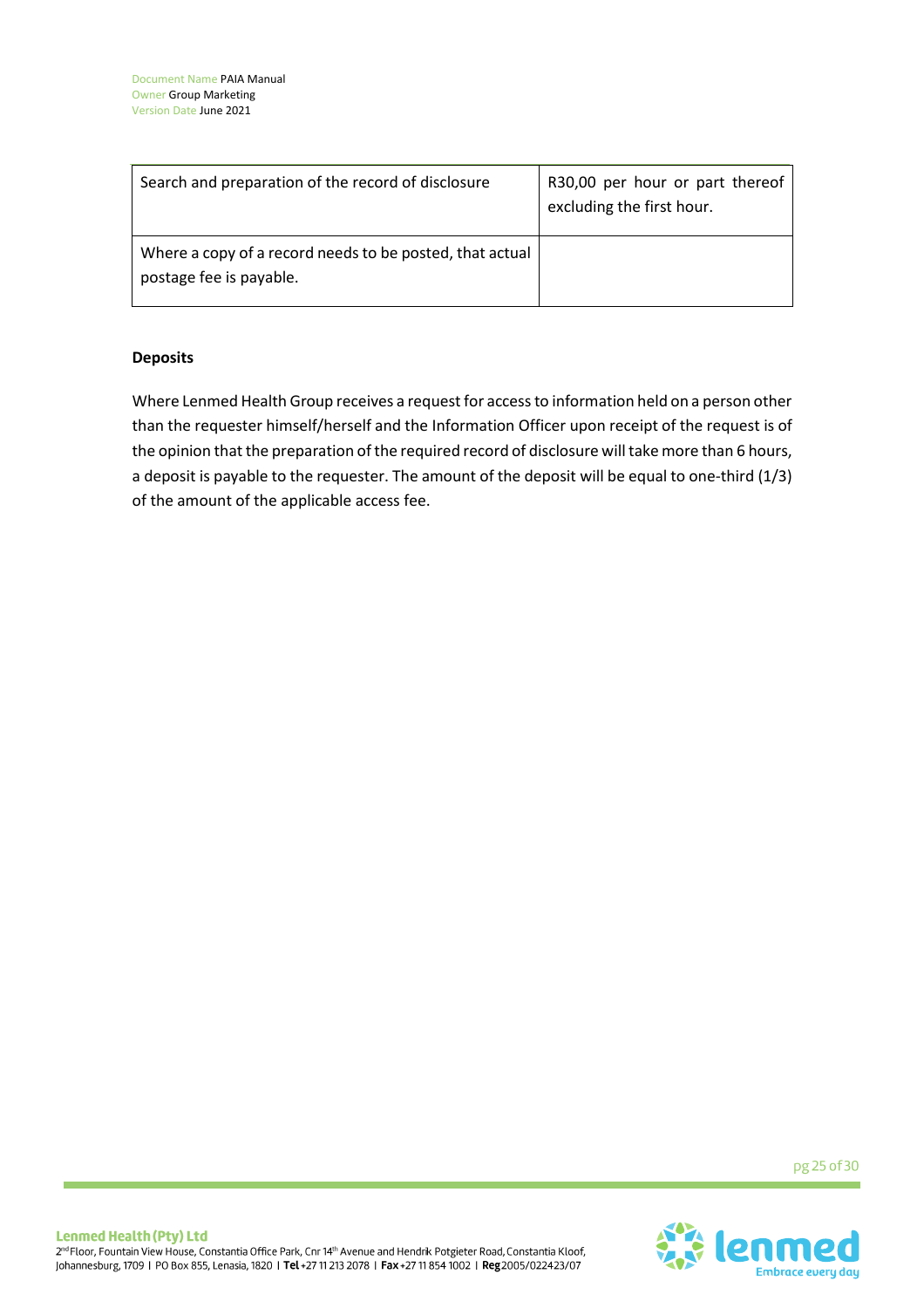| Search and preparation of the record of disclosure | R30,00 per hour or part thereof excluding the first hour. |
| --- | --- |
| Where a copy of a record needs to be posted, that actual postage fee is payable. | |

**Deposits**

Where Lenmed Health Group receives a request for access to information held on a person other than the requester himself/herself and the Information Officer upon receipt of the request is of the opinion that the preparation of the required record of disclosure will take more than 6 hours, a deposit is payable to the requester. The amount of the deposit will be equal to one-third (1/3) of the amount of the applicable access fee.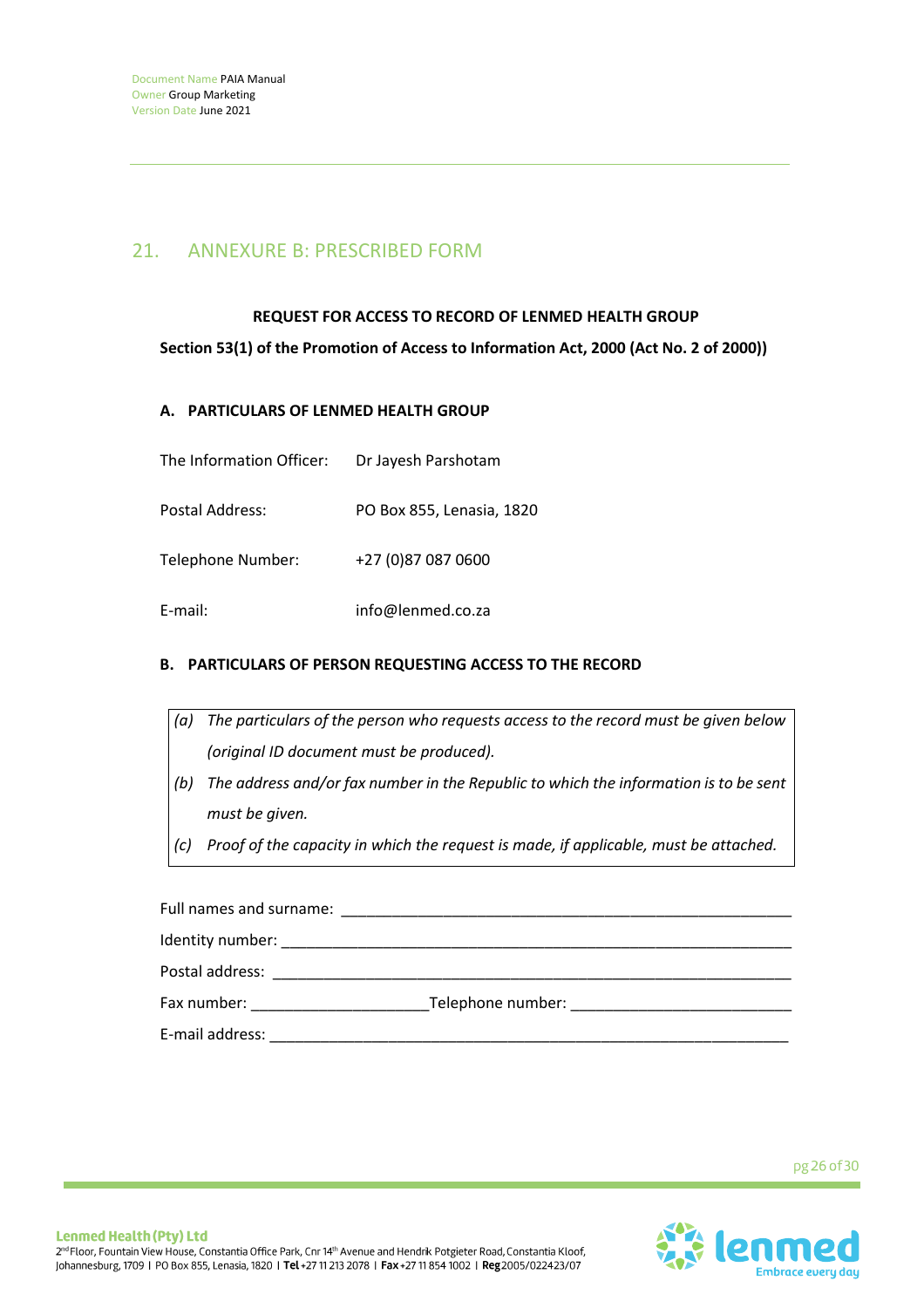## 21. ANNEXURE B: PRESCRIBED FORM

**REQUEST FOR ACCESS TO RECORD OF LENMED HEALTH GROUP**

**Section 53(1) of the Promotion of Access to Information Act, 2000 (Act No. 2 of 2000))**

### A. PARTICULARS OF LENMED HEALTH GROUP

The Information Officer: Dr Jayesh Parshotam

Postal Address: PO Box 855, Lenasia, 1820

Telephone Number: +27 (0)87 087 0600

E-mail: info@lenmed.co.za

### B. PARTICULARS OF PERSON REQUESTING ACCESS TO THE RECORD

*(a) The particulars of the person who requests access to the record must be given below (original ID document must be produced).*

*(b) The address and/or fax number in the Republic to which the information is to be sent must be given.*

*(c) Proof of the capacity in which the request is made, if applicable, must be attached.*

Full names and surname: ______________________________________________

Identity number: ______________________________________________

Postal address: ______________________________________________

Fax number: ____________________ Telephone number: ________________________

E-mail address: ______________________________________________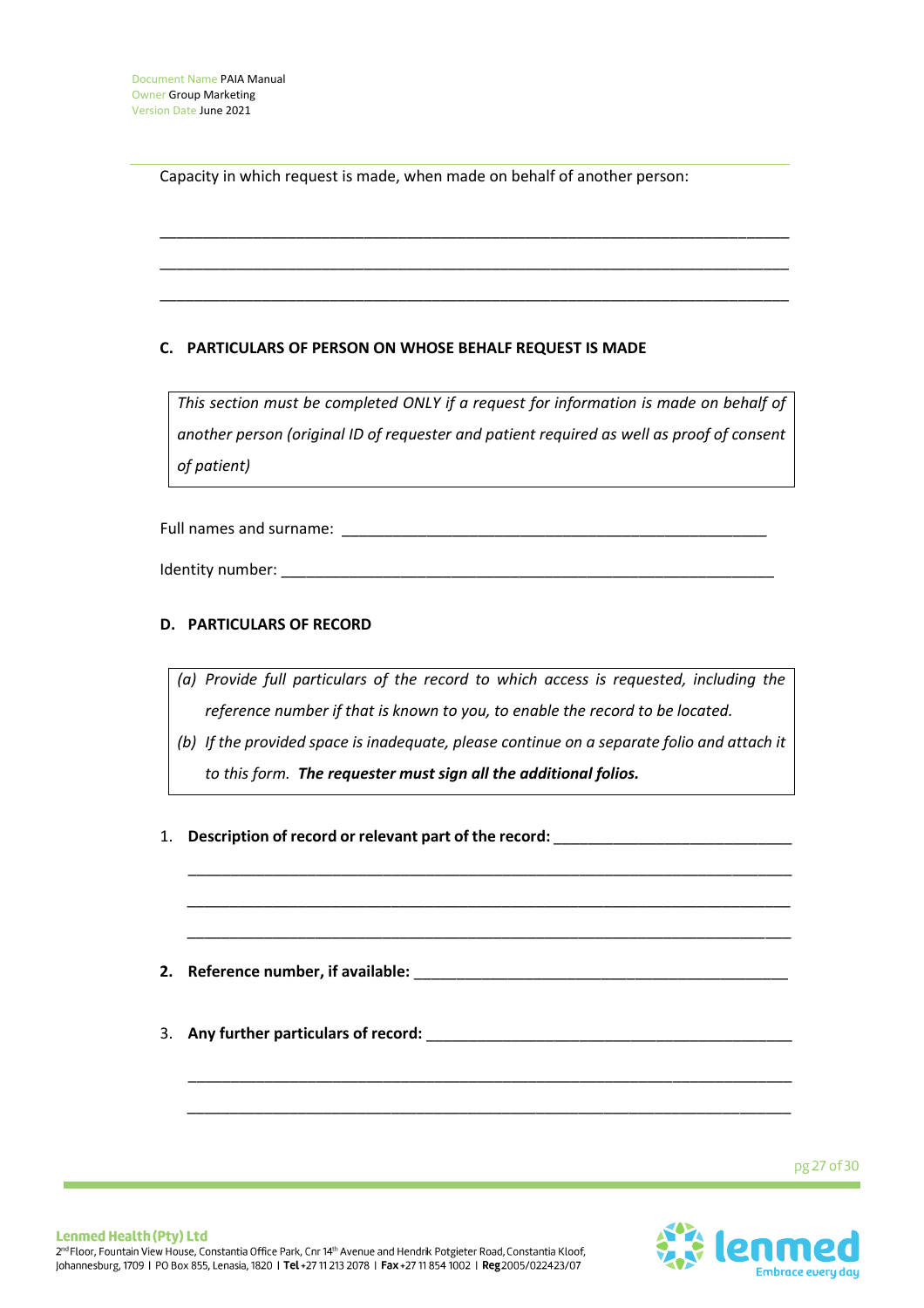Capacity in which request is made, when made on behalf of another person:

_______________________________________________________________________________

_______________________________________________________________________________

_______________________________________________________________________________

### C. PARTICULARS OF PERSON ON WHOSE BEHALF REQUEST IS MADE

| *This section must be completed ONLY if a request for information is made on behalf of another person (original ID of requester and patient required as well as proof of consent of patient)* |
|---|

Full names and surname: ___________________________________________________

Identity number: _________________________________________________________

### D. PARTICULARS OF RECORD

| *(a) Provide full particulars of the record to which access is requested, including the reference number if that is known to you, to enable the record to be located.*<br>*(b) If the provided space is inadequate, please continue on a separate folio and attach it to this form.* ***The requester must sign all the additional folios.*** |
|---|

1. **Description of record or relevant part of the record:** ___________________________

   _________________________________________________________________________

   _________________________________________________________________________

   _________________________________________________________________________

2. **Reference number, if available:** ________________________________________

3. **Any further particulars of record:** ______________________________________

   _________________________________________________________________________

   _________________________________________________________________________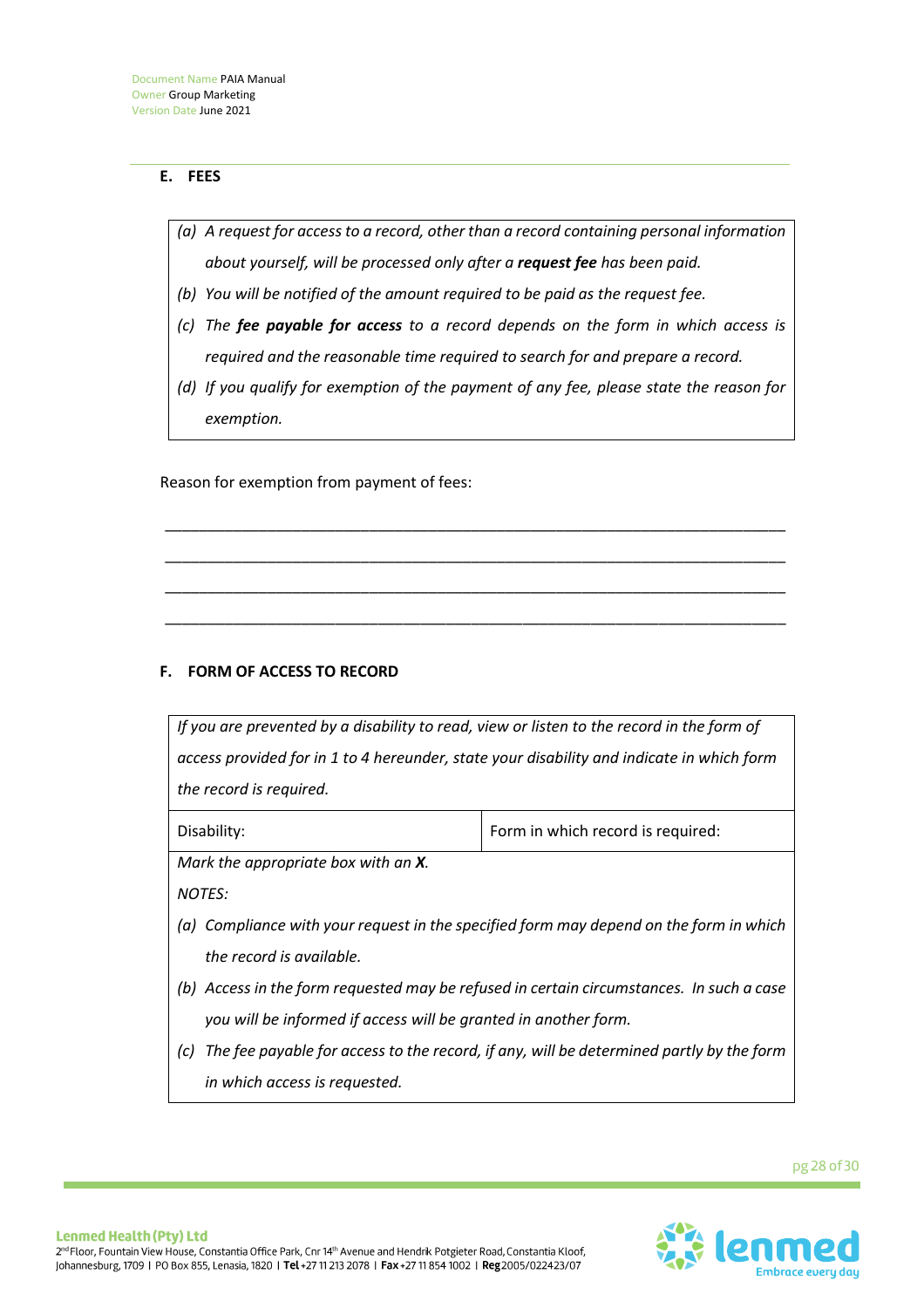## E. FEES

> *(a) A request for access to a record, other than a record containing personal information about yourself, will be processed only after a **request fee** has been paid.*
>
> *(b) You will be notified of the amount required to be paid as the request fee.*
>
> *(c) The **fee payable for access** to a record depends on the form in which access is required and the reasonable time required to search for and prepare a record.*
>
> *(d) If you qualify for exemption of the payment of any fee, please state the reason for exemption.*

Reason for exemption from payment of fees:

\_\_\_\_\_\_\_\_\_\_\_\_\_\_\_\_\_\_\_\_\_\_\_\_\_\_\_\_\_\_\_\_\_\_\_\_\_\_\_\_\_\_\_\_\_\_\_\_\_\_\_\_\_\_\_\_\_\_\_\_\_\_\_\_\_\_\_\_\_\_\_\_

\_\_\_\_\_\_\_\_\_\_\_\_\_\_\_\_\_\_\_\_\_\_\_\_\_\_\_\_\_\_\_\_\_\_\_\_\_\_\_\_\_\_\_\_\_\_\_\_\_\_\_\_\_\_\_\_\_\_\_\_\_\_\_\_\_\_\_\_\_\_\_\_

\_\_\_\_\_\_\_\_\_\_\_\_\_\_\_\_\_\_\_\_\_\_\_\_\_\_\_\_\_\_\_\_\_\_\_\_\_\_\_\_\_\_\_\_\_\_\_\_\_\_\_\_\_\_\_\_\_\_\_\_\_\_\_\_\_\_\_\_\_\_\_\_

\_\_\_\_\_\_\_\_\_\_\_\_\_\_\_\_\_\_\_\_\_\_\_\_\_\_\_\_\_\_\_\_\_\_\_\_\_\_\_\_\_\_\_\_\_\_\_\_\_\_\_\_\_\_\_\_\_\_\_\_\_\_\_\_\_\_\_\_\_\_\_\_

## F. FORM OF ACCESS TO RECORD

| *If you are prevented by a disability to read, view or listen to the record in the form of access provided for in 1 to 4 hereunder, state your disability and indicate in which form the record is required.* | |
|---|---|
| Disability: | Form in which record is required: |

*Mark the appropriate box with an **X**.*

*NOTES:*

*(a) Compliance with your request in the specified form may depend on the form in which the record is available.*

*(b) Access in the form requested may be refused in certain circumstances. In such a case you will be informed if access will be granted in another form.*

*(c) The fee payable for access to the record, if any, will be determined partly by the form in which access is requested.*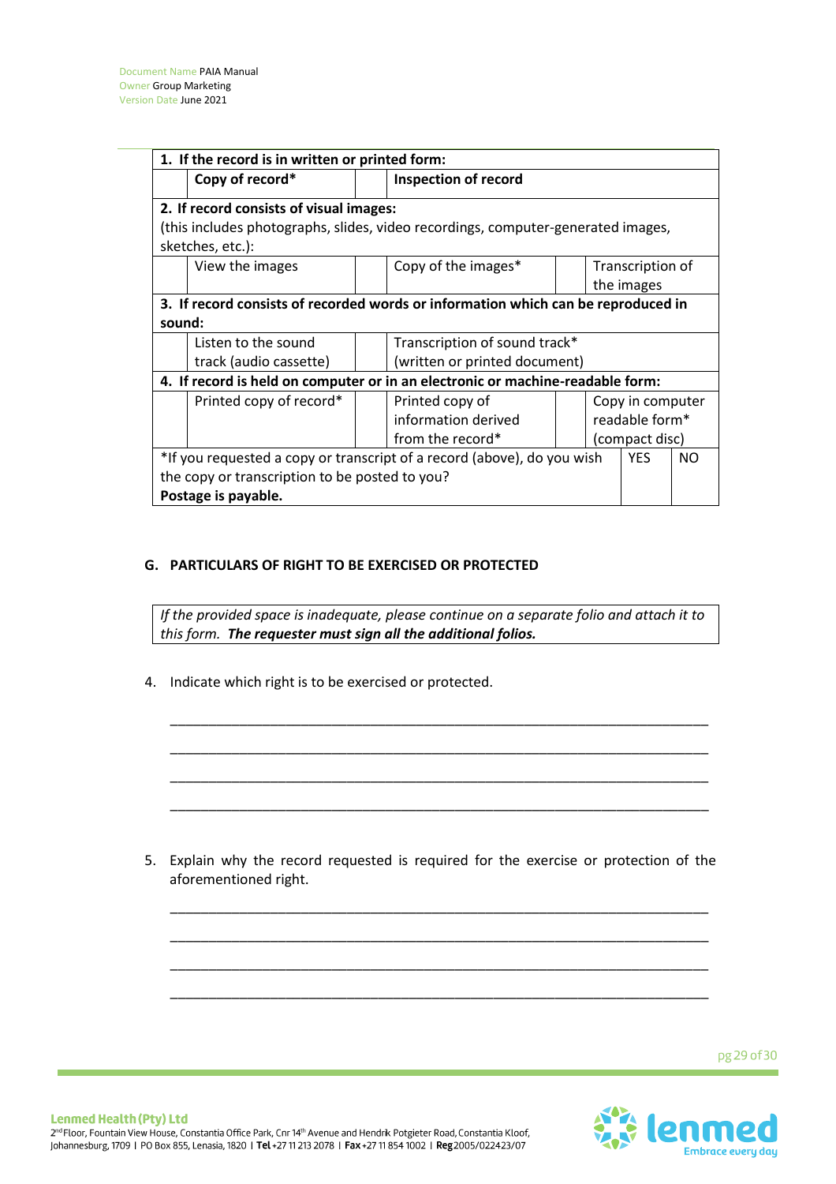| 1. If the record is in written or printed form: | | | | | | |
|---|---|---|---|---|---|---|
| | **Copy of record*** | | **Inspection of record** | | | |
| **2. If record consists of visual images:** (this includes photographs, slides, video recordings, computer-generated images, sketches, etc.): | | | | | | |
| | View the images | | Copy of the images* | | Transcription of the images | |
| **3. If record consists of recorded words or information which can be reproduced in sound:** | | | | | | |
| | Listen to the sound track (audio cassette) | | Transcription of sound track* (written or printed document) | | | |
| **4. If record is held on computer or in an electronic or machine-readable form:** | | | | | | |
| | Printed copy of record* | | Printed copy of information derived from the record* | | Copy in computer readable form* (compact disc) | |
| *If you requested a copy or transcript of a record (above), do you wish the copy or transcription to be posted to you? **Postage is payable.** | | | | | YES | NO |

## G. PARTICULARS OF RIGHT TO BE EXERCISED OR PROTECTED

| *If the provided space is inadequate, please continue on a separate folio and attach it to this form. **The requester must sign all the additional folios.*** |
|---|

4. Indicate which right is to be exercised or protected.

_______________________________________________________________________

_______________________________________________________________________

_______________________________________________________________________

_______________________________________________________________________

5. Explain why the record requested is required for the exercise or protection of the aforementioned right.

_______________________________________________________________________

_______________________________________________________________________

_______________________________________________________________________

_______________________________________________________________________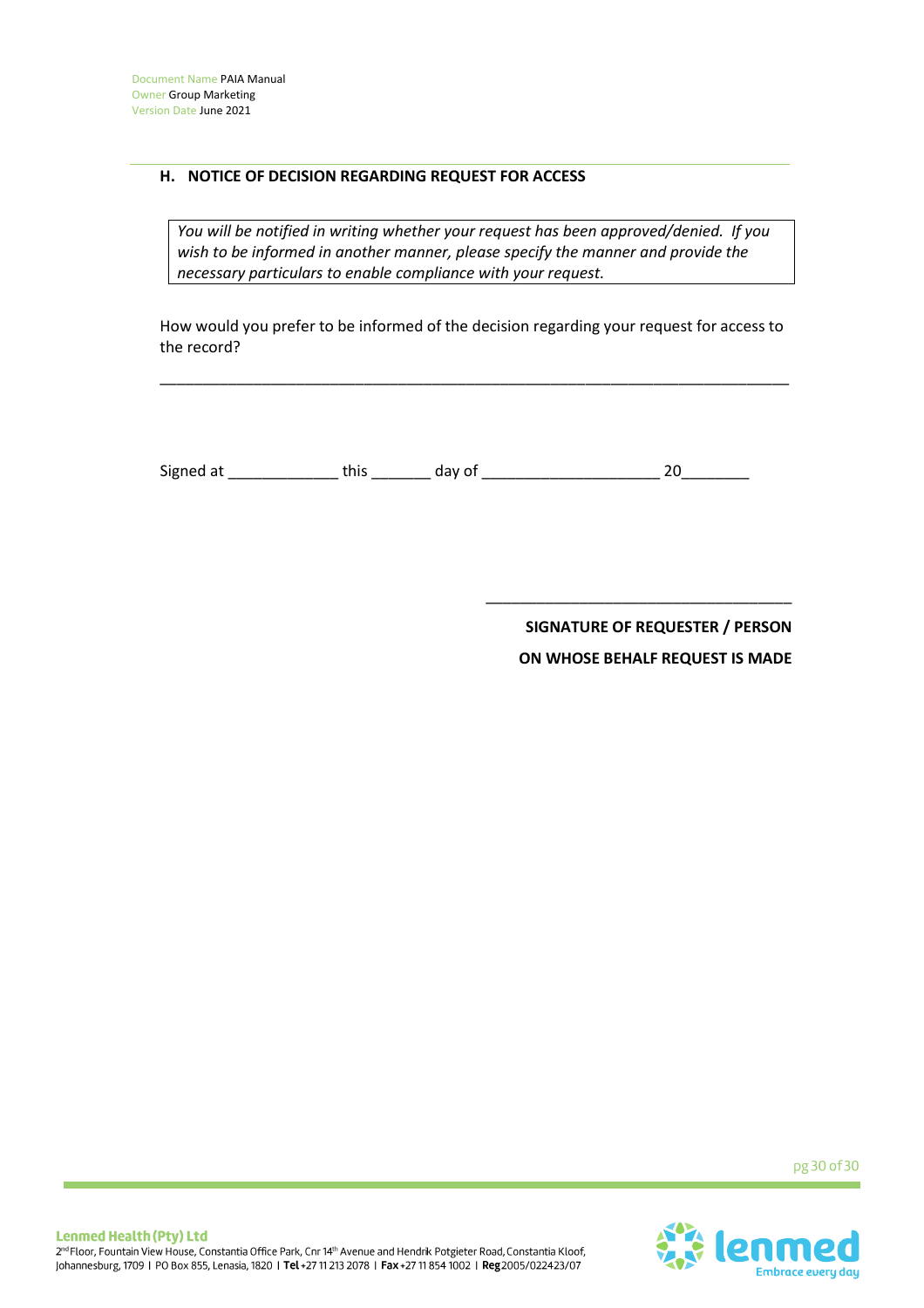## H. NOTICE OF DECISION REGARDING REQUEST FOR ACCESS

| |
|---|
| *You will be notified in writing whether your request has been approved/denied. If you wish to be informed in another manner, please specify the manner and provide the necessary particulars to enable compliance with your request.* |

How would you prefer to be informed of the decision regarding your request for access to the record?

_____________________________________________________________________________

Signed at _____________ this _______ day of ____________________ 20________

____________________________________

**SIGNATURE OF REQUESTER / PERSON**

**ON WHOSE BEHALF REQUEST IS MADE**